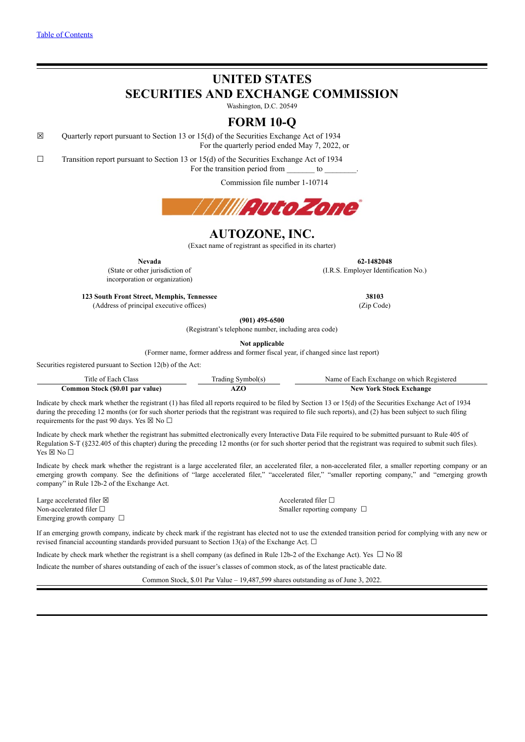Table of Contents

# UNITED STATES
# SECURITIES AND EXCHANGE COMMISSION

Washington, D.C. 20549

# FORM 10-Q

☒ Quarterly report pursuant to Section 13 or 15(d) of the Securities Exchange Act of 1934
For the quarterly period ended May 7, 2022, or

☐ Transition report pursuant to Section 13 or 15(d) of the Securities Exchange Act of 1934
For the transition period from _______ to ________.

Commission file number 1-10714

# AUTOZONE, INC.

(Exact name of registrant as specified in its charter)

| **Nevada** | **62-1482048** |
|---|---|
| (State or other jurisdiction of incorporation or organization) | (I.R.S. Employer Identification No.) |

| **123 South Front Street, Memphis, Tennessee** | **38103** |
|---|---|
| (Address of principal executive offices) | (Zip Code) |

**(901) 495-6500**
(Registrant's telephone number, including area code)

**Not applicable**
(Former name, former address and former fiscal year, if changed since last report)

Securities registered pursuant to Section 12(b) of the Act:

| Title of Each Class | Trading Symbol(s) | Name of Each Exchange on which Registered |
|---|---|---|
| **Common Stock ($0.01 par value)** | **AZO** | **New York Stock Exchange** |

Indicate by check mark whether the registrant (1) has filed all reports required to be filed by Section 13 or 15(d) of the Securities Exchange Act of 1934 during the preceding 12 months (or for such shorter periods that the registrant was required to file such reports), and (2) has been subject to such filing requirements for the past 90 days. Yes ☒ No ☐

Indicate by check mark whether the registrant has submitted electronically every Interactive Data File required to be submitted pursuant to Rule 405 of Regulation S-T (§232.405 of this chapter) during the preceding 12 months (or for such shorter period that the registrant was required to submit such files). Yes ☒ No ☐

Indicate by check mark whether the registrant is a large accelerated filer, an accelerated filer, a non-accelerated filer, a smaller reporting company or an emerging growth company. See the definitions of "large accelerated filer," "accelerated filer," "smaller reporting company," and "emerging growth company" in Rule 12b-2 of the Exchange Act.

Large accelerated filer ☒
Accelerated filer ☐
Non-accelerated filer ☐
Smaller reporting company ☐
Emerging growth company ☐

If an emerging growth company, indicate by check mark if the registrant has elected not to use the extended transition period for complying with any new or revised financial accounting standards provided pursuant to Section 13(a) of the Exchange Act. ☐

Indicate by check mark whether the registrant is a shell company (as defined in Rule 12b-2 of the Exchange Act). Yes ☐ No ☒

Indicate the number of shares outstanding of each of the issuer's classes of common stock, as of the latest practicable date.

Common Stock, $.01 Par Value – 19,487,599 shares outstanding as of June 3, 2022.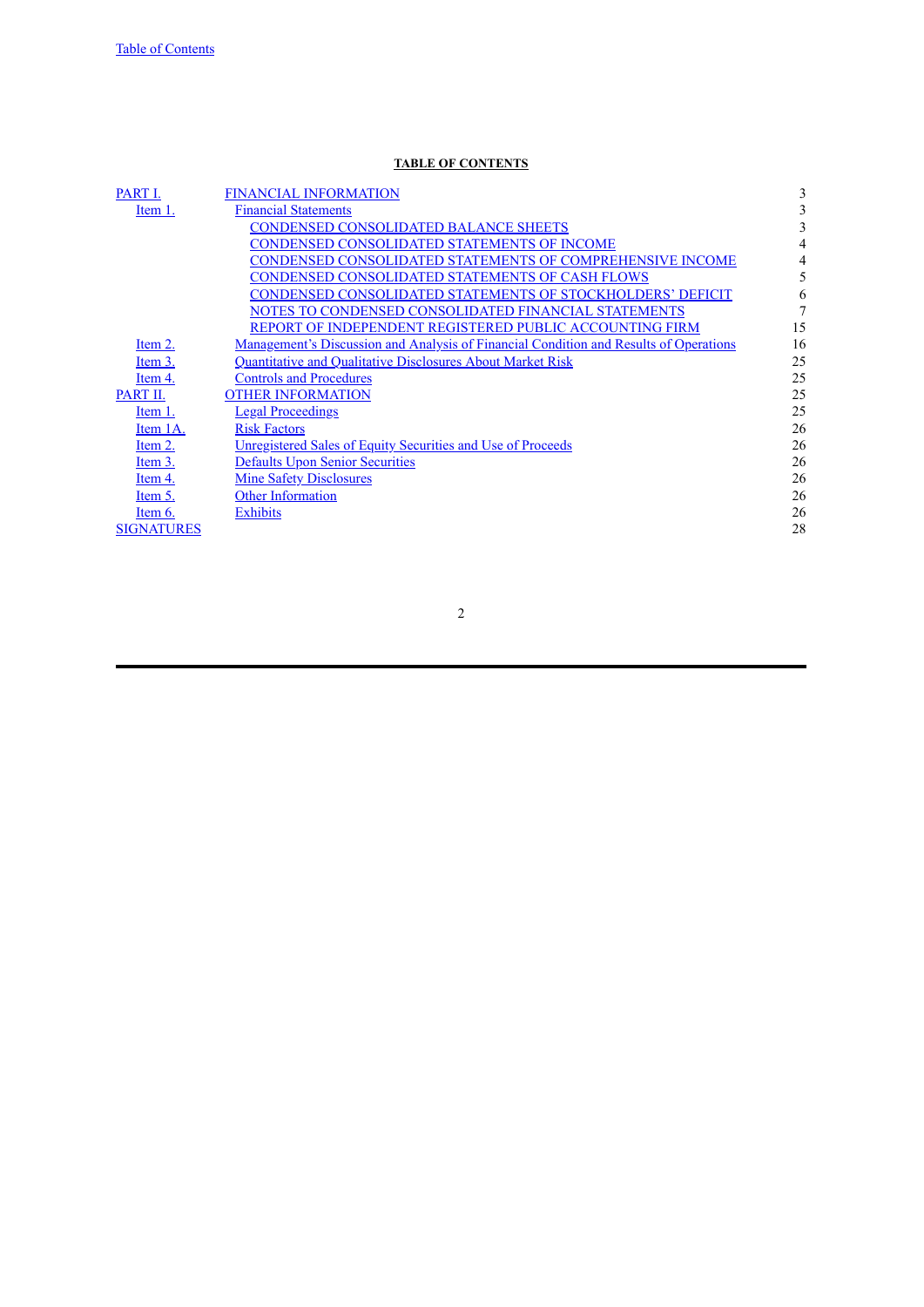**TABLE OF CONTENTS**

| | | |
|---|---|---|
| PART I. | FINANCIAL INFORMATION | 3 |
| Item 1. | Financial Statements | 3 |
| | CONDENSED CONSOLIDATED BALANCE SHEETS | 3 |
| | CONDENSED CONSOLIDATED STATEMENTS OF INCOME | 4 |
| | CONDENSED CONSOLIDATED STATEMENTS OF COMPREHENSIVE INCOME | 4 |
| | CONDENSED CONSOLIDATED STATEMENTS OF CASH FLOWS | 5 |
| | CONDENSED CONSOLIDATED STATEMENTS OF STOCKHOLDERS' DEFICIT | 6 |
| | NOTES TO CONDENSED CONSOLIDATED FINANCIAL STATEMENTS | 7 |
| | REPORT OF INDEPENDENT REGISTERED PUBLIC ACCOUNTING FIRM | 15 |
| Item 2. | Management's Discussion and Analysis of Financial Condition and Results of Operations | 16 |
| Item 3. | Quantitative and Qualitative Disclosures About Market Risk | 25 |
| Item 4. | Controls and Procedures | 25 |
| PART II. | OTHER INFORMATION | 25 |
| Item 1. | Legal Proceedings | 25 |
| Item 1A. | Risk Factors | 26 |
| Item 2. | Unregistered Sales of Equity Securities and Use of Proceeds | 26 |
| Item 3. | Defaults Upon Senior Securities | 26 |
| Item 4. | Mine Safety Disclosures | 26 |
| Item 5. | Other Information | 26 |
| Item 6. | Exhibits | 26 |
| SIGNATURES | | 28 |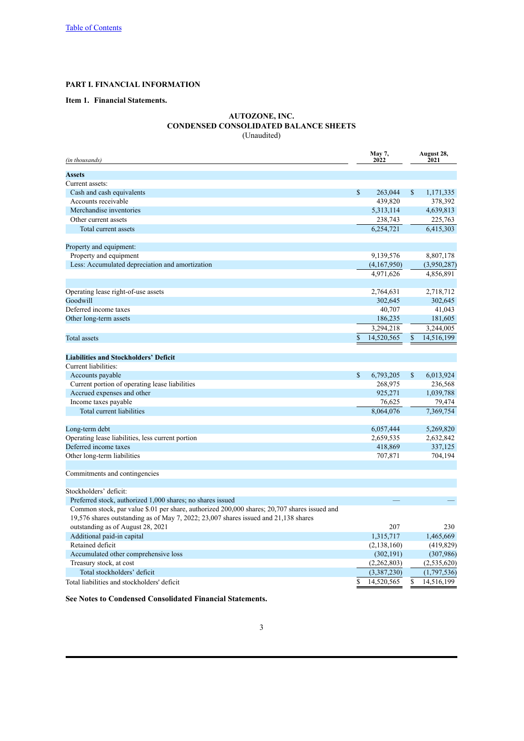[Table of Contents](#)

**PART I. FINANCIAL INFORMATION**

**Item 1. Financial Statements.**

**AUTOZONE, INC.**
**CONDENSED CONSOLIDATED BALANCE SHEETS**
(Unaudited)

| *(in thousands)* | May 7, 2022 | August 28, 2021 |
|---|---|---|
| **Assets** | | |
| Current assets: | | |
| Cash and cash equivalents | $ 263,044 | $ 1,171,335 |
| Accounts receivable | 439,820 | 378,392 |
| Merchandise inventories | 5,313,114 | 4,639,813 |
| Other current assets | 238,743 | 225,763 |
| Total current assets | 6,254,721 | 6,415,303 |
| | | |
| Property and equipment: | | |
| Property and equipment | 9,139,576 | 8,807,178 |
| Less: Accumulated depreciation and amortization | (4,167,950) | (3,950,287) |
| | 4,971,626 | 4,856,891 |
| | | |
| Operating lease right-of-use assets | 2,764,631 | 2,718,712 |
| Goodwill | 302,645 | 302,645 |
| Deferred income taxes | 40,707 | 41,043 |
| Other long-term assets | 186,235 | 181,605 |
| | 3,294,218 | 3,244,005 |
| Total assets | $ 14,520,565 | $ 14,516,199 |
| | | |
| **Liabilities and Stockholders' Deficit** | | |
| Current liabilities: | | |
| Accounts payable | $ 6,793,205 | $ 6,013,924 |
| Current portion of operating lease liabilities | 268,975 | 236,568 |
| Accrued expenses and other | 925,271 | 1,039,788 |
| Income taxes payable | 76,625 | 79,474 |
| Total current liabilities | 8,064,076 | 7,369,754 |
| | | |
| Long-term debt | 6,057,444 | 5,269,820 |
| Operating lease liabilities, less current portion | 2,659,535 | 2,632,842 |
| Deferred income taxes | 418,869 | 337,125 |
| Other long-term liabilities | 707,871 | 704,194 |
| | | |
| Commitments and contingencies | | |
| | | |
| Stockholders' deficit: | | |
| Preferred stock, authorized 1,000 shares; no shares issued | — | — |
| Common stock, par value $.01 per share, authorized 200,000 shares; 20,707 shares issued and 19,576 shares outstanding as of May 7, 2022; 23,007 shares issued and 21,138 shares outstanding as of August 28, 2021 | 207 | 230 |
| Additional paid-in capital | 1,315,717 | 1,465,669 |
| Retained deficit | (2,138,160) | (419,829) |
| Accumulated other comprehensive loss | (302,191) | (307,986) |
| Treasury stock, at cost | (2,262,803) | (2,535,620) |
| Total stockholders' deficit | (3,387,230) | (1,797,536) |
| Total liabilities and stockholders' deficit | $ 14,520,565 | $ 14,516,199 |

**See Notes to Condensed Consolidated Financial Statements.**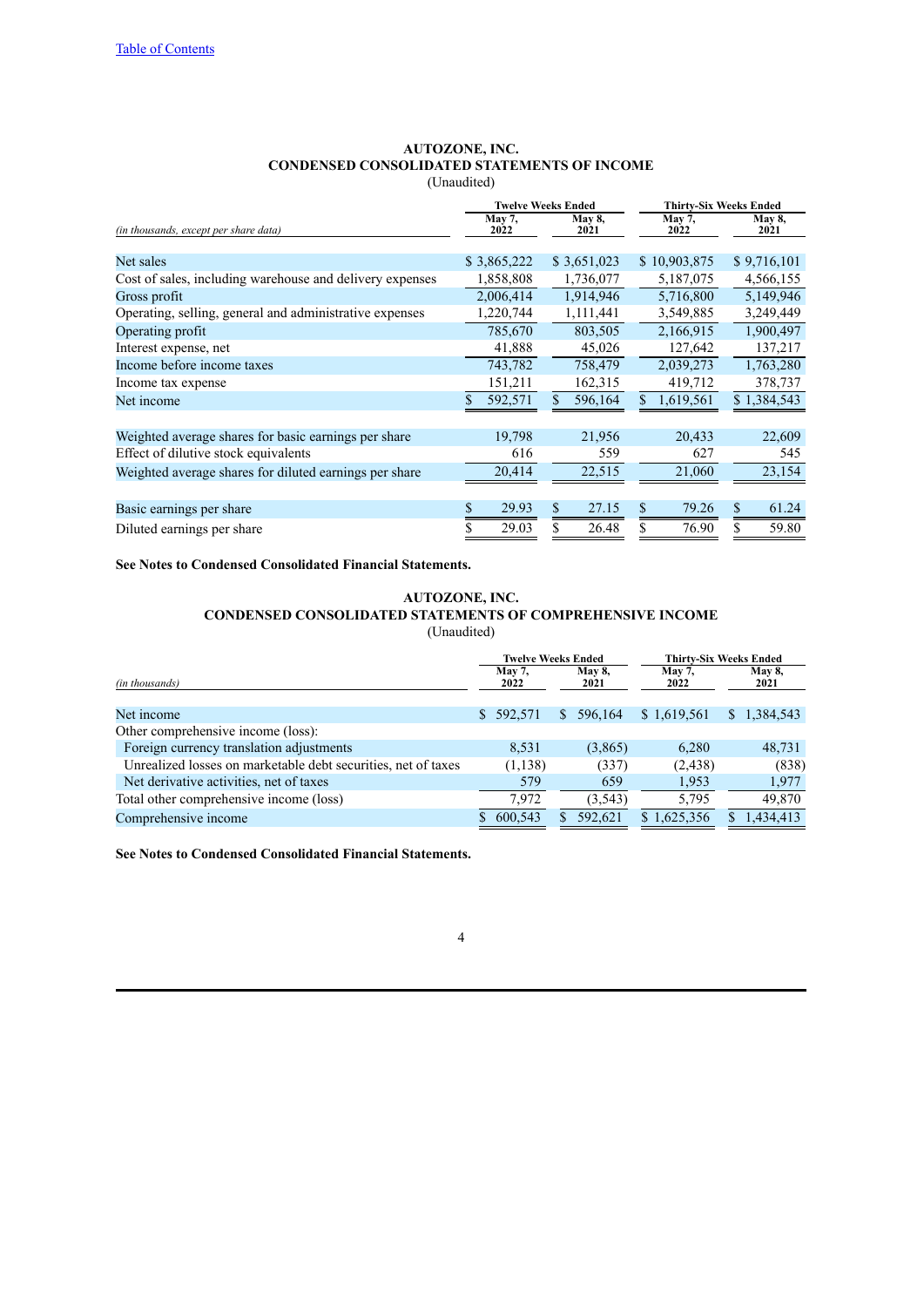Table of Contents

**AUTOZONE, INC.**
**CONDENSED CONSOLIDATED STATEMENTS OF INCOME**
(Unaudited)

| *(in thousands, except per share data)* | Twelve Weeks Ended May 7, 2022 | Twelve Weeks Ended May 8, 2021 | Thirty-Six Weeks Ended May 7, 2022 | Thirty-Six Weeks Ended May 8, 2021 |
|---|---|---|---|---|
| Net sales | $ 3,865,222 | $ 3,651,023 | $ 10,903,875 | $ 9,716,101 |
| Cost of sales, including warehouse and delivery expenses | 1,858,808 | 1,736,077 | 5,187,075 | 4,566,155 |
| Gross profit | 2,006,414 | 1,914,946 | 5,716,800 | 5,149,946 |
| Operating, selling, general and administrative expenses | 1,220,744 | 1,111,441 | 3,549,885 | 3,249,449 |
| Operating profit | 785,670 | 803,505 | 2,166,915 | 1,900,497 |
| Interest expense, net | 41,888 | 45,026 | 127,642 | 137,217 |
| Income before income taxes | 743,782 | 758,479 | 2,039,273 | 1,763,280 |
| Income tax expense | 151,211 | 162,315 | 419,712 | 378,737 |
| Net income | $ 592,571 | $ 596,164 | $ 1,619,561 | $ 1,384,543 |
| | | | | |
| Weighted average shares for basic earnings per share | 19,798 | 21,956 | 20,433 | 22,609 |
| Effect of dilutive stock equivalents | 616 | 559 | 627 | 545 |
| Weighted average shares for diluted earnings per share | 20,414 | 22,515 | 21,060 | 23,154 |
| | | | | |
| Basic earnings per share | $ 29.93 | $ 27.15 | $ 79.26 | $ 61.24 |
| Diluted earnings per share | $ 29.03 | $ 26.48 | $ 76.90 | $ 59.80 |

**See Notes to Condensed Consolidated Financial Statements.**

**AUTOZONE, INC.**
**CONDENSED CONSOLIDATED STATEMENTS OF COMPREHENSIVE INCOME**
(Unaudited)

| *(in thousands)* | Twelve Weeks Ended May 7, 2022 | Twelve Weeks Ended May 8, 2021 | Thirty-Six Weeks Ended May 7, 2022 | Thirty-Six Weeks Ended May 8, 2021 |
|---|---|---|---|---|
| Net income | $ 592,571 | $ 596,164 | $ 1,619,561 | $ 1,384,543 |
| Other comprehensive income (loss): | | | | |
| Foreign currency translation adjustments | 8,531 | (3,865) | 6,280 | 48,731 |
| Unrealized losses on marketable debt securities, net of taxes | (1,138) | (337) | (2,438) | (838) |
| Net derivative activities, net of taxes | 579 | 659 | 1,953 | 1,977 |
| Total other comprehensive income (loss) | 7,972 | (3,543) | 5,795 | 49,870 |
| Comprehensive income | $ 600,543 | $ 592,621 | $ 1,625,356 | $ 1,434,413 |

**See Notes to Condensed Consolidated Financial Statements.**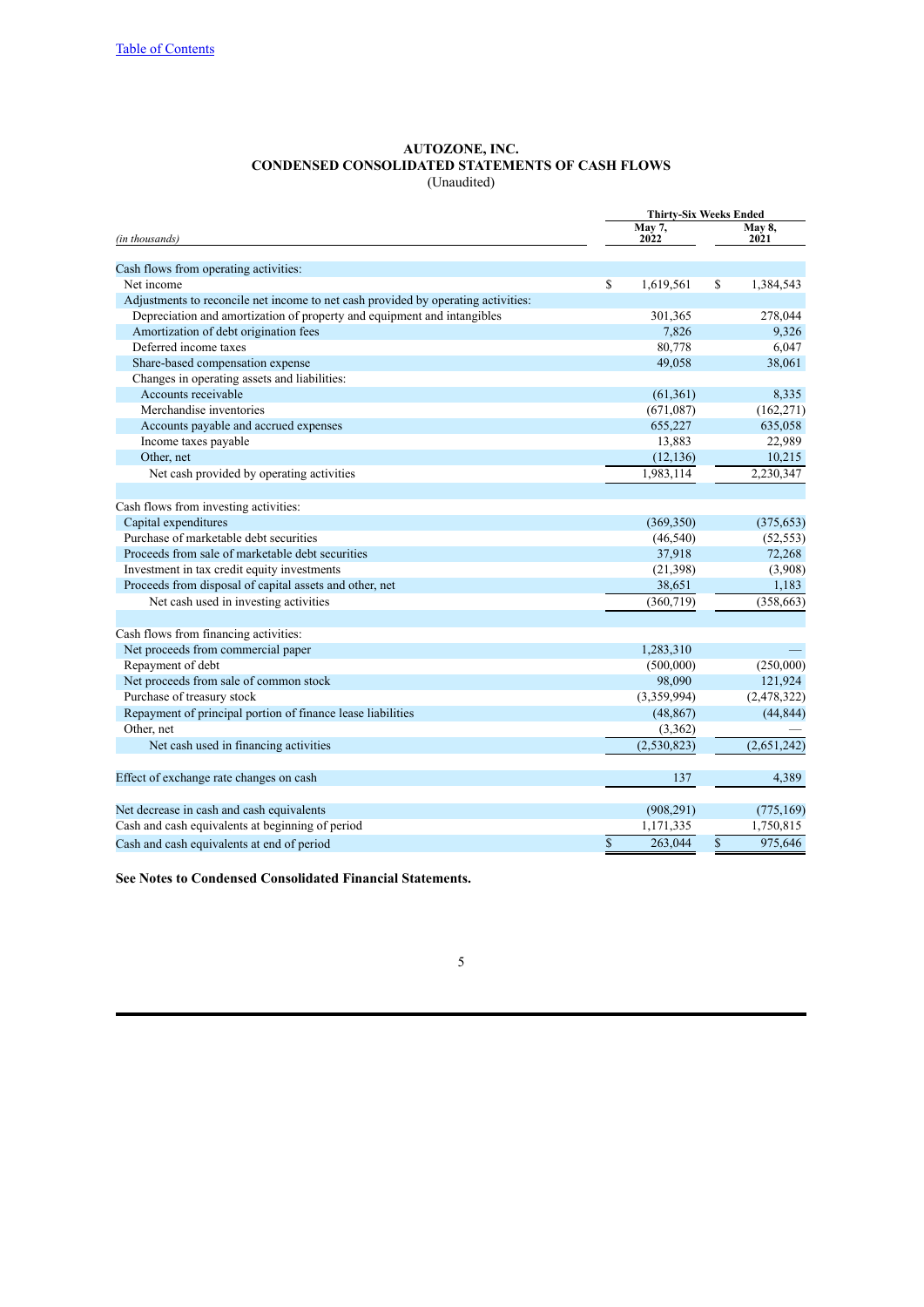[Table of Contents](#)

**AUTOZONE, INC.**
**CONDENSED CONSOLIDATED STATEMENTS OF CASH FLOWS**
(Unaudited)

| *(in thousands)* | Thirty-Six Weeks Ended May 7, 2022 | Thirty-Six Weeks Ended May 8, 2021 |
|---|---|---|
| Cash flows from operating activities: | | |
| Net income | $ 1,619,561 | $ 1,384,543 |
| Adjustments to reconcile net income to net cash provided by operating activities: | | |
| Depreciation and amortization of property and equipment and intangibles | 301,365 | 278,044 |
| Amortization of debt origination fees | 7,826 | 9,326 |
| Deferred income taxes | 80,778 | 6,047 |
| Share-based compensation expense | 49,058 | 38,061 |
| Changes in operating assets and liabilities: | | |
| Accounts receivable | (61,361) | 8,335 |
| Merchandise inventories | (671,087) | (162,271) |
| Accounts payable and accrued expenses | 655,227 | 635,058 |
| Income taxes payable | 13,883 | 22,989 |
| Other, net | (12,136) | 10,215 |
| Net cash provided by operating activities | 1,983,114 | 2,230,347 |
| | | |
| Cash flows from investing activities: | | |
| Capital expenditures | (369,350) | (375,653) |
| Purchase of marketable debt securities | (46,540) | (52,553) |
| Proceeds from sale of marketable debt securities | 37,918 | 72,268 |
| Investment in tax credit equity investments | (21,398) | (3,908) |
| Proceeds from disposal of capital assets and other, net | 38,651 | 1,183 |
| Net cash used in investing activities | (360,719) | (358,663) |
| | | |
| Cash flows from financing activities: | | |
| Net proceeds from commercial paper | 1,283,310 | — |
| Repayment of debt | (500,000) | (250,000) |
| Net proceeds from sale of common stock | 98,090 | 121,924 |
| Purchase of treasury stock | (3,359,994) | (2,478,322) |
| Repayment of principal portion of finance lease liabilities | (48,867) | (44,844) |
| Other, net | (3,362) | — |
| Net cash used in financing activities | (2,530,823) | (2,651,242) |
| | | |
| Effect of exchange rate changes on cash | 137 | 4,389 |
| | | |
| Net decrease in cash and cash equivalents | (908,291) | (775,169) |
| Cash and cash equivalents at beginning of period | 1,171,335 | 1,750,815 |
| Cash and cash equivalents at end of period | $ 263,044 | $ 975,646 |

**See Notes to Condensed Consolidated Financial Statements.**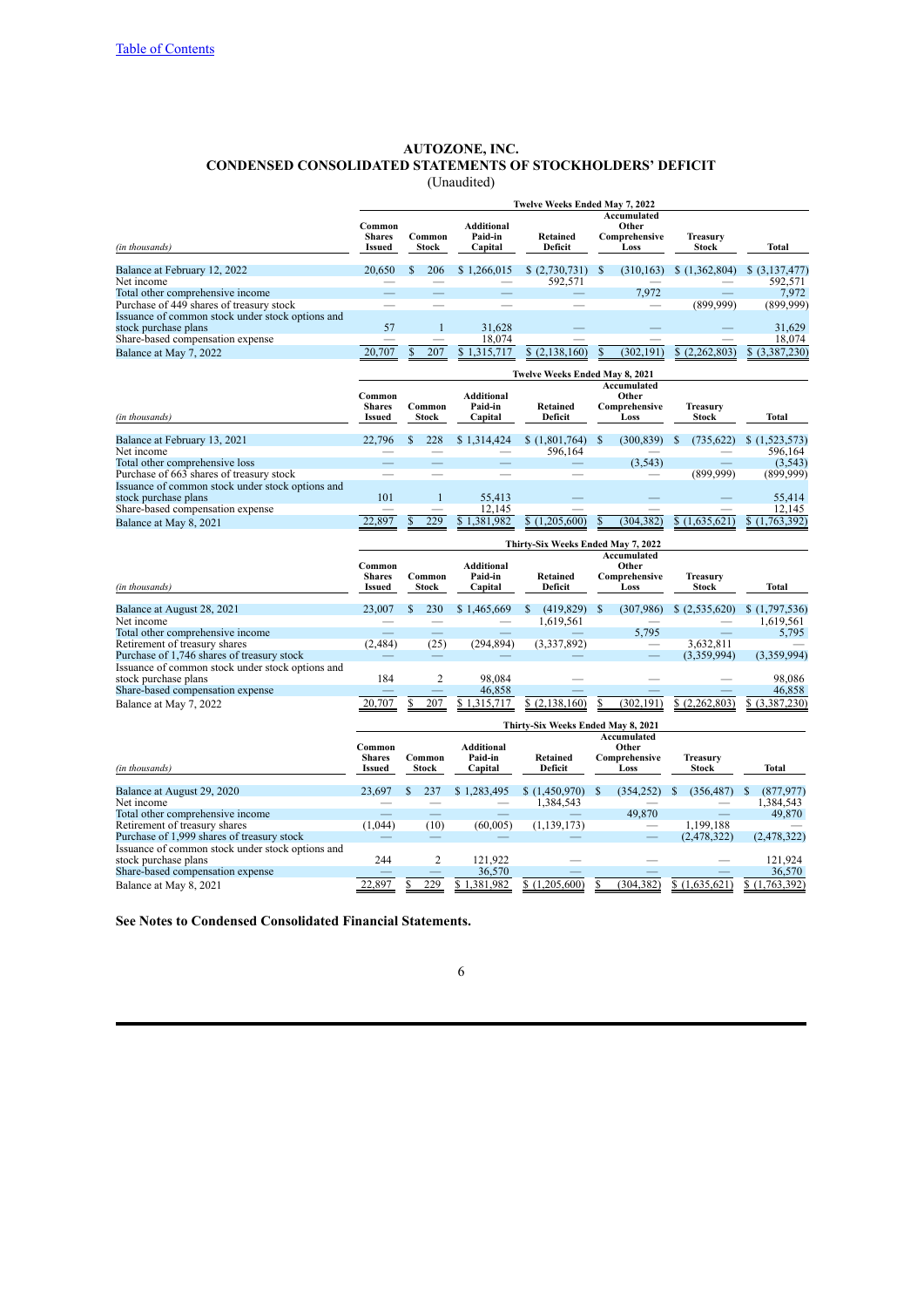[Table of Contents](#)

# AUTOZONE, INC.
## CONDENSED CONSOLIDATED STATEMENTS OF STOCKHOLDERS' DEFICIT
(Unaudited)

| *(in thousands)* | Twelve Weeks Ended May 7, 2022 | | | | | | |
|---|---|---|---|---|---|---|---|
| | Common Shares Issued | Common Stock | Additional Paid-in Capital | Retained Deficit | Accumulated Other Comprehensive Loss | Treasury Stock | Total |
| Balance at February 12, 2022 | 20,650 | $ 206 | $ 1,266,015 | $ (2,730,731) | $ (310,163) | $ (1,362,804) | $ (3,137,477) |
| Net income | — | — | — | 592,571 | — | — | 592,571 |
| Total other comprehensive income | — | — | — | — | 7,972 | — | 7,972 |
| Purchase of 449 shares of treasury stock | — | — | — | — | — | (899,999) | (899,999) |
| Issuance of common stock under stock options and stock purchase plans | 57 | 1 | 31,628 | — | — | — | 31,629 |
| Share-based compensation expense | — | — | 18,074 | — | — | — | 18,074 |
| Balance at May 7, 2022 | 20,707 | $ 207 | $ 1,315,717 | $ (2,138,160) | $ (302,191) | $ (2,262,803) | $ (3,387,230) |

| *(in thousands)* | Twelve Weeks Ended May 8, 2021 | | | | | | |
|---|---|---|---|---|---|---|---|
| | Common Shares Issued | Common Stock | Additional Paid-in Capital | Retained Deficit | Accumulated Other Comprehensive Loss | Treasury Stock | Total |
| Balance at February 13, 2021 | 22,796 | $ 228 | $ 1,314,424 | $ (1,801,764) | $ (300,839) | $ (735,622) | $ (1,523,573) |
| Net income | — | — | — | 596,164 | — | — | 596,164 |
| Total other comprehensive loss | — | — | — | — | (3,543) | — | (3,543) |
| Purchase of 663 shares of treasury stock | — | — | — | — | — | (899,999) | (899,999) |
| Issuance of common stock under stock options and stock purchase plans | 101 | 1 | 55,413 | — | — | — | 55,414 |
| Share-based compensation expense | — | — | 12,145 | — | — | — | 12,145 |
| Balance at May 8, 2021 | 22,897 | $ 229 | $ 1,381,982 | $ (1,205,600) | $ (304,382) | $ (1,635,621) | $ (1,763,392) |

| *(in thousands)* | Thirty-Six Weeks Ended May 7, 2022 | | | | | | |
|---|---|---|---|---|---|---|---|
| | Common Shares Issued | Common Stock | Additional Paid-in Capital | Retained Deficit | Accumulated Other Comprehensive Loss | Treasury Stock | Total |
| Balance at August 28, 2021 | 23,007 | $ 230 | $ 1,465,669 | $ (419,829) | $ (307,986) | $ (2,535,620) | $ (1,797,536) |
| Net income | — | — | — | 1,619,561 | — | — | 1,619,561 |
| Total other comprehensive income | — | — | — | — | 5,795 | — | 5,795 |
| Retirement of treasury shares | (2,484) | (25) | (294,894) | (3,337,892) | — | 3,632,811 | — |
| Purchase of 1,746 shares of treasury stock | — | — | — | — | — | (3,359,994) | (3,359,994) |
| Issuance of common stock under stock options and stock purchase plans | 184 | 2 | 98,084 | — | — | — | 98,086 |
| Share-based compensation expense | — | — | 46,858 | — | — | — | 46,858 |
| Balance at May 7, 2022 | 20,707 | $ 207 | $ 1,315,717 | $ (2,138,160) | $ (302,191) | $ (2,262,803) | $ (3,387,230) |

| *(in thousands)* | Thirty-Six Weeks Ended May 8, 2021 | | | | | | |
|---|---|---|---|---|---|---|---|
| | Common Shares Issued | Common Stock | Additional Paid-in Capital | Retained Deficit | Accumulated Other Comprehensive Loss | Treasury Stock | Total |
| Balance at August 29, 2020 | 23,697 | $ 237 | $ 1,283,495 | $ (1,450,970) | $ (354,252) | $ (356,487) | $ (877,977) |
| Net income | — | — | — | 1,384,543 | — | — | 1,384,543 |
| Total other comprehensive income | — | — | — | — | 49,870 | — | 49,870 |
| Retirement of treasury shares | (1,044) | (10) | (60,005) | (1,139,173) | — | 1,199,188 | — |
| Purchase of 1,999 shares of treasury stock | — | — | — | — | — | (2,478,322) | (2,478,322) |
| Issuance of common stock under stock options and stock purchase plans | 244 | 2 | 121,922 | — | — | — | 121,924 |
| Share-based compensation expense | — | — | 36,570 | — | — | — | 36,570 |
| Balance at May 8, 2021 | 22,897 | $ 229 | $ 1,381,982 | $ (1,205,600) | $ (304,382) | $ (1,635,621) | $ (1,763,392) |

**See Notes to Condensed Consolidated Financial Statements.**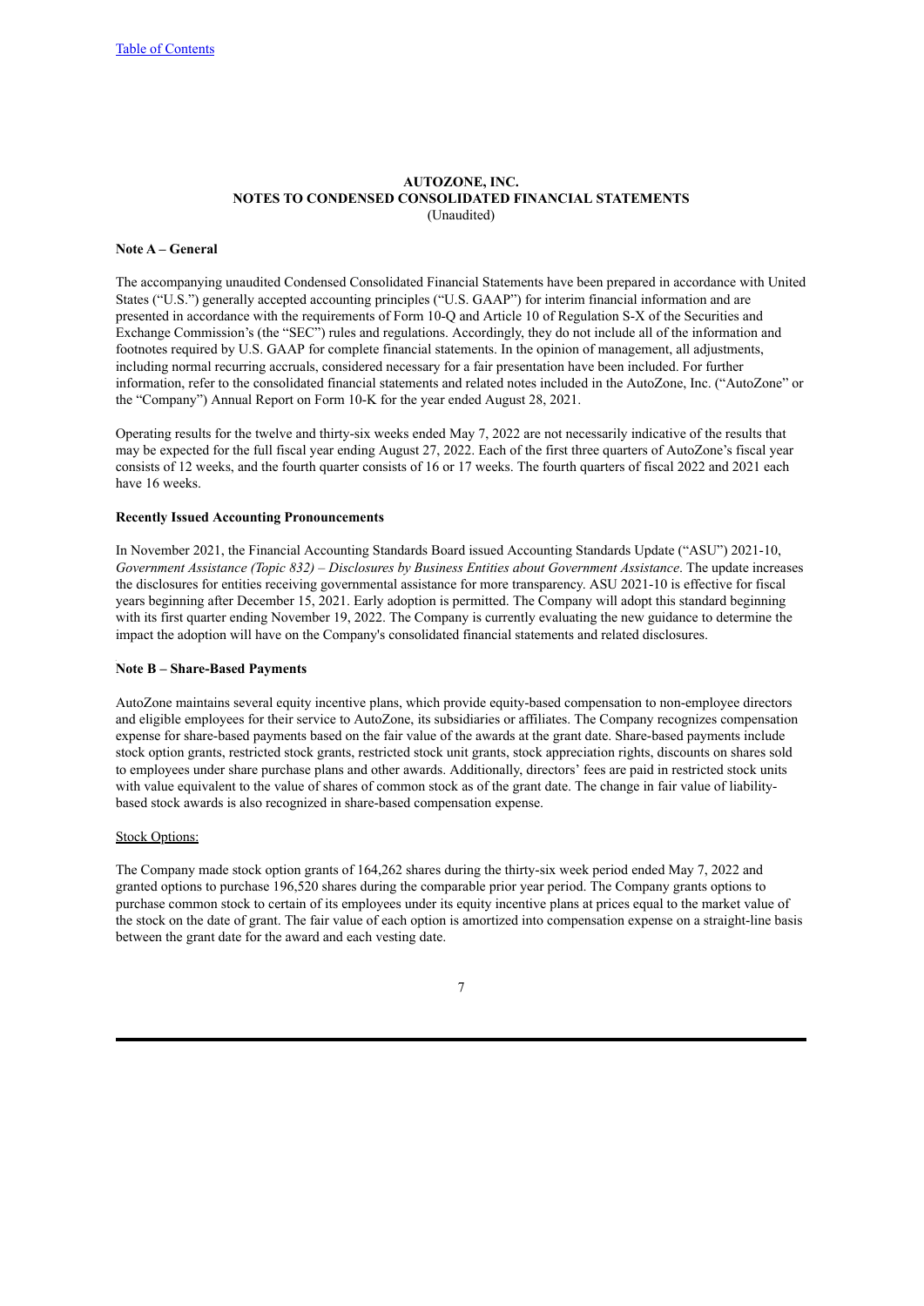**AUTOZONE, INC.**
**NOTES TO CONDENSED CONSOLIDATED FINANCIAL STATEMENTS**
(Unaudited)

**Note A – General**

The accompanying unaudited Condensed Consolidated Financial Statements have been prepared in accordance with United States ("U.S.") generally accepted accounting principles ("U.S. GAAP") for interim financial information and are presented in accordance with the requirements of Form 10-Q and Article 10 of Regulation S-X of the Securities and Exchange Commission's (the "SEC") rules and regulations. Accordingly, they do not include all of the information and footnotes required by U.S. GAAP for complete financial statements. In the opinion of management, all adjustments, including normal recurring accruals, considered necessary for a fair presentation have been included. For further information, refer to the consolidated financial statements and related notes included in the AutoZone, Inc. ("AutoZone" or the "Company") Annual Report on Form 10-K for the year ended August 28, 2021.

Operating results for the twelve and thirty-six weeks ended May 7, 2022 are not necessarily indicative of the results that may be expected for the full fiscal year ending August 27, 2022. Each of the first three quarters of AutoZone's fiscal year consists of 12 weeks, and the fourth quarter consists of 16 or 17 weeks. The fourth quarters of fiscal 2022 and 2021 each have 16 weeks.

**Recently Issued Accounting Pronouncements**

In November 2021, the Financial Accounting Standards Board issued Accounting Standards Update ("ASU") 2021-10, *Government Assistance (Topic 832) – Disclosures by Business Entities about Government Assistance*. The update increases the disclosures for entities receiving governmental assistance for more transparency. ASU 2021-10 is effective for fiscal years beginning after December 15, 2021. Early adoption is permitted. The Company will adopt this standard beginning with its first quarter ending November 19, 2022. The Company is currently evaluating the new guidance to determine the impact the adoption will have on the Company's consolidated financial statements and related disclosures.

**Note B – Share-Based Payments**

AutoZone maintains several equity incentive plans, which provide equity-based compensation to non-employee directors and eligible employees for their service to AutoZone, its subsidiaries or affiliates. The Company recognizes compensation expense for share-based payments based on the fair value of the awards at the grant date. Share-based payments include stock option grants, restricted stock grants, restricted stock unit grants, stock appreciation rights, discounts on shares sold to employees under share purchase plans and other awards. Additionally, directors' fees are paid in restricted stock units with value equivalent to the value of shares of common stock as of the grant date. The change in fair value of liability-based stock awards is also recognized in share-based compensation expense.

Stock Options:

The Company made stock option grants of 164,262 shares during the thirty-six week period ended May 7, 2022 and granted options to purchase 196,520 shares during the comparable prior year period. The Company grants options to purchase common stock to certain of its employees under its equity incentive plans at prices equal to the market value of the stock on the date of grant. The fair value of each option is amortized into compensation expense on a straight-line basis between the grant date for the award and each vesting date.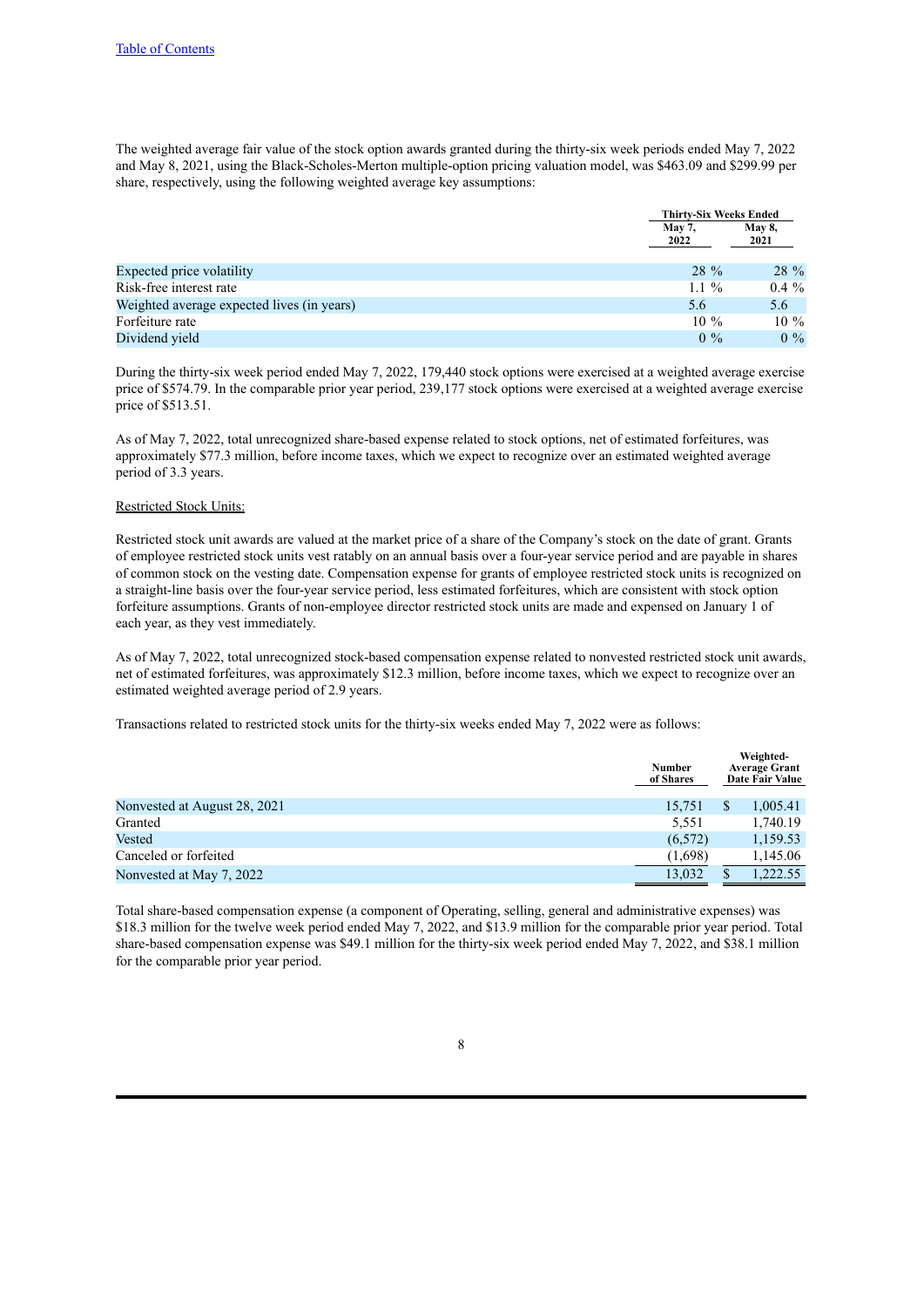The weighted average fair value of the stock option awards granted during the thirty-six week periods ended May 7, 2022 and May 8, 2021, using the Black-Scholes-Merton multiple-option pricing valuation model, was $463.09 and $299.99 per share, respectively, using the following weighted average key assumptions:

| | Thirty-Six Weeks Ended | |
|---|---|---|
| | May 7, 2022 | May 8, 2021 |
| Expected price volatility | 28 % | 28 % |
| Risk-free interest rate | 1.1 % | 0.4 % |
| Weighted average expected lives (in years) | 5.6 | 5.6 |
| Forfeiture rate | 10 % | 10 % |
| Dividend yield | 0 % | 0 % |

During the thirty-six week period ended May 7, 2022, 179,440 stock options were exercised at a weighted average exercise price of $574.79. In the comparable prior year period, 239,177 stock options were exercised at a weighted average exercise price of $513.51.

As of May 7, 2022, total unrecognized share-based expense related to stock options, net of estimated forfeitures, was approximately $77.3 million, before income taxes, which we expect to recognize over an estimated weighted average period of 3.3 years.

Restricted Stock Units:

Restricted stock unit awards are valued at the market price of a share of the Company's stock on the date of grant. Grants of employee restricted stock units vest ratably on an annual basis over a four-year service period and are payable in shares of common stock on the vesting date. Compensation expense for grants of employee restricted stock units is recognized on a straight-line basis over the four-year service period, less estimated forfeitures, which are consistent with stock option forfeiture assumptions. Grants of non-employee director restricted stock units are made and expensed on January 1 of each year, as they vest immediately.

As of May 7, 2022, total unrecognized stock-based compensation expense related to nonvested restricted stock unit awards, net of estimated forfeitures, was approximately $12.3 million, before income taxes, which we expect to recognize over an estimated weighted average period of 2.9 years.

Transactions related to restricted stock units for the thirty-six weeks ended May 7, 2022 were as follows:

| | Number of Shares | Weighted-Average Grant Date Fair Value |
|---|---|---|
| Nonvested at August 28, 2021 | 15,751 | $ 1,005.41 |
| Granted | 5,551 | 1,740.19 |
| Vested | (6,572) | 1,159.53 |
| Canceled or forfeited | (1,698) | 1,145.06 |
| Nonvested at May 7, 2022 | 13,032 | $ 1,222.55 |

Total share-based compensation expense (a component of Operating, selling, general and administrative expenses) was $18.3 million for the twelve week period ended May 7, 2022, and $13.9 million for the comparable prior year period. Total share-based compensation expense was $49.1 million for the thirty-six week period ended May 7, 2022, and $38.1 million for the comparable prior year period.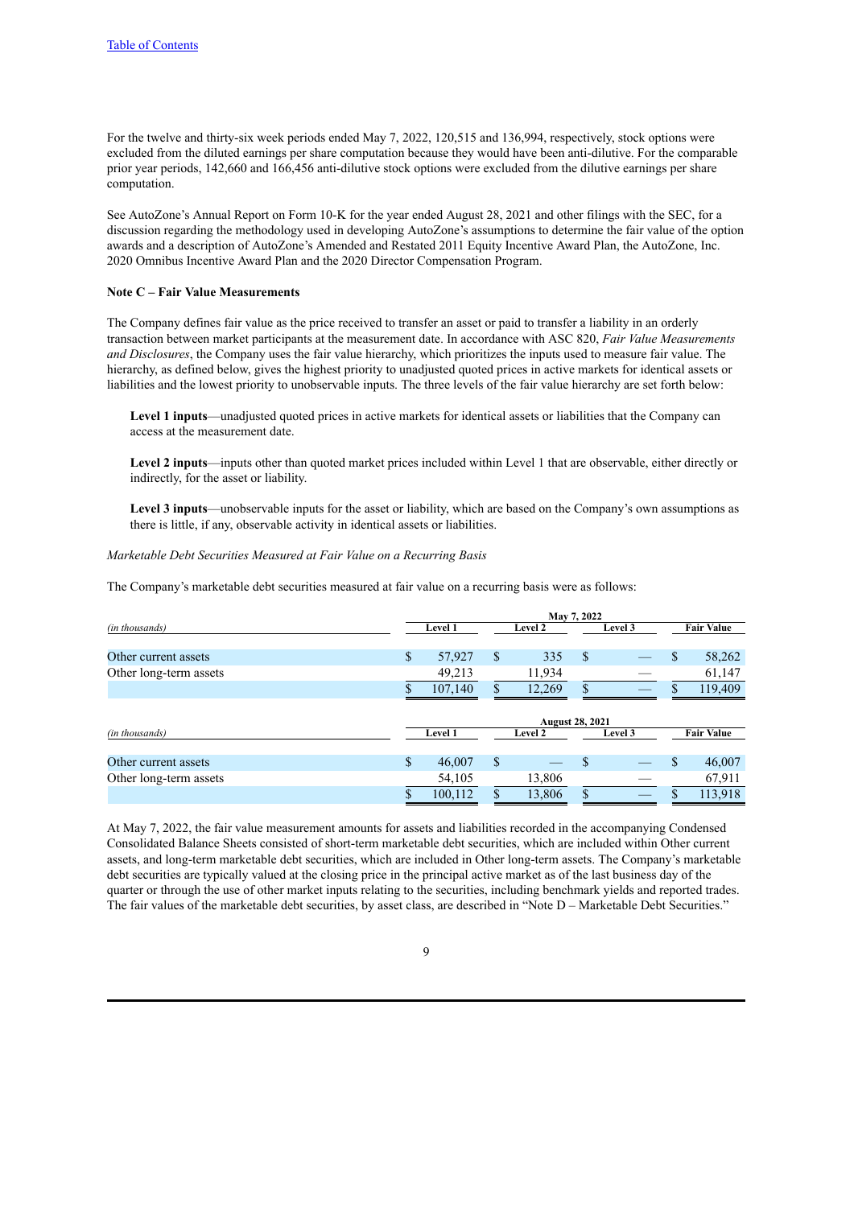For the twelve and thirty-six week periods ended May 7, 2022, 120,515 and 136,994, respectively, stock options were excluded from the diluted earnings per share computation because they would have been anti-dilutive. For the comparable prior year periods, 142,660 and 166,456 anti-dilutive stock options were excluded from the dilutive earnings per share computation.

See AutoZone's Annual Report on Form 10-K for the year ended August 28, 2021 and other filings with the SEC, for a discussion regarding the methodology used in developing AutoZone's assumptions to determine the fair value of the option awards and a description of AutoZone's Amended and Restated 2011 Equity Incentive Award Plan, the AutoZone, Inc. 2020 Omnibus Incentive Award Plan and the 2020 Director Compensation Program.

**Note C – Fair Value Measurements**

The Company defines fair value as the price received to transfer an asset or paid to transfer a liability in an orderly transaction between market participants at the measurement date. In accordance with ASC 820, *Fair Value Measurements and Disclosures*, the Company uses the fair value hierarchy, which prioritizes the inputs used to measure fair value. The hierarchy, as defined below, gives the highest priority to unadjusted quoted prices in active markets for identical assets or liabilities and the lowest priority to unobservable inputs. The three levels of the fair value hierarchy are set forth below:

**Level 1 inputs**—unadjusted quoted prices in active markets for identical assets or liabilities that the Company can access at the measurement date.

**Level 2 inputs**—inputs other than quoted market prices included within Level 1 that are observable, either directly or indirectly, for the asset or liability.

**Level 3 inputs**—unobservable inputs for the asset or liability, which are based on the Company's own assumptions as there is little, if any, observable activity in identical assets or liabilities.

*Marketable Debt Securities Measured at Fair Value on a Recurring Basis*

The Company's marketable debt securities measured at fair value on a recurring basis were as follows:

| | May 7, 2022 | | | |
|---|---|---|---|---|
| *(in thousands)* | Level 1 | Level 2 | Level 3 | Fair Value |
| Other current assets | $ 57,927 | $ 335 | $ — | $ 58,262 |
| Other long-term assets | 49,213 | 11,934 | — | 61,147 |
| | $ 107,140 | $ 12,269 | $ — | $ 119,409 |

| | August 28, 2021 | | | |
|---|---|---|---|---|
| *(in thousands)* | Level 1 | Level 2 | Level 3 | Fair Value |
| Other current assets | $ 46,007 | $ — | $ — | $ 46,007 |
| Other long-term assets | 54,105 | 13,806 | — | 67,911 |
| | $ 100,112 | $ 13,806 | $ — | $ 113,918 |

At May 7, 2022, the fair value measurement amounts for assets and liabilities recorded in the accompanying Condensed Consolidated Balance Sheets consisted of short-term marketable debt securities, which are included within Other current assets, and long-term marketable debt securities, which are included in Other long-term assets. The Company's marketable debt securities are typically valued at the closing price in the principal active market as of the last business day of the quarter or through the use of other market inputs relating to the securities, including benchmark yields and reported trades. The fair values of the marketable debt securities, by asset class, are described in "Note D – Marketable Debt Securities."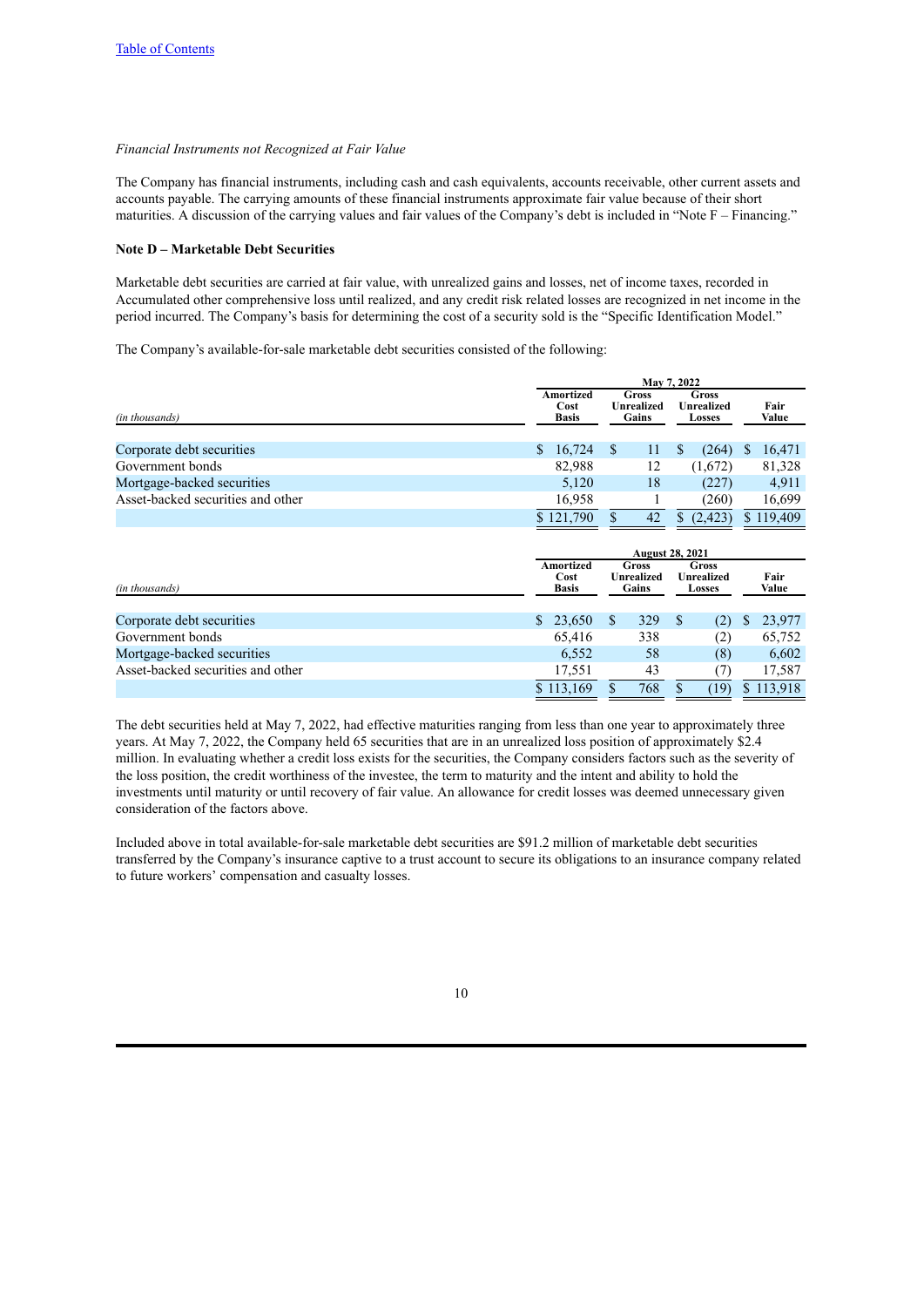[Table of Contents](#)

*Financial Instruments not Recognized at Fair Value*

The Company has financial instruments, including cash and cash equivalents, accounts receivable, other current assets and accounts payable. The carrying amounts of these financial instruments approximate fair value because of their short maturities. A discussion of the carrying values and fair values of the Company's debt is included in "Note F – Financing."

**Note D – Marketable Debt Securities**

Marketable debt securities are carried at fair value, with unrealized gains and losses, net of income taxes, recorded in Accumulated other comprehensive loss until realized, and any credit risk related losses are recognized in net income in the period incurred. The Company's basis for determining the cost of a security sold is the "Specific Identification Model."

The Company's available-for-sale marketable debt securities consisted of the following:

| | May 7, 2022 | | | |
|---|---|---|---|---|
| *(in thousands)* | Amortized Cost Basis | Gross Unrealized Gains | Gross Unrealized Losses | Fair Value |
| Corporate debt securities | $ 16,724 | $ 11 | $ (264) | $ 16,471 |
| Government bonds | 82,988 | 12 | (1,672) | 81,328 |
| Mortgage-backed securities | 5,120 | 18 | (227) | 4,911 |
| Asset-backed securities and other | 16,958 | 1 | (260) | 16,699 |
| | $ 121,790 | $ 42 | $ (2,423) | $ 119,409 |

| | August 28, 2021 | | | |
|---|---|---|---|---|
| *(in thousands)* | Amortized Cost Basis | Gross Unrealized Gains | Gross Unrealized Losses | Fair Value |
| Corporate debt securities | $ 23,650 | $ 329 | $ (2) | $ 23,977 |
| Government bonds | 65,416 | 338 | (2) | 65,752 |
| Mortgage-backed securities | 6,552 | 58 | (8) | 6,602 |
| Asset-backed securities and other | 17,551 | 43 | (7) | 17,587 |
| | $ 113,169 | $ 768 | $ (19) | $ 113,918 |

The debt securities held at May 7, 2022, had effective maturities ranging from less than one year to approximately three years. At May 7, 2022, the Company held 65 securities that are in an unrealized loss position of approximately $2.4 million. In evaluating whether a credit loss exists for the securities, the Company considers factors such as the severity of the loss position, the credit worthiness of the investee, the term to maturity and the intent and ability to hold the investments until maturity or until recovery of fair value. An allowance for credit losses was deemed unnecessary given consideration of the factors above.

Included above in total available-for-sale marketable debt securities are $91.2 million of marketable debt securities transferred by the Company's insurance captive to a trust account to secure its obligations to an insurance company related to future workers' compensation and casualty losses.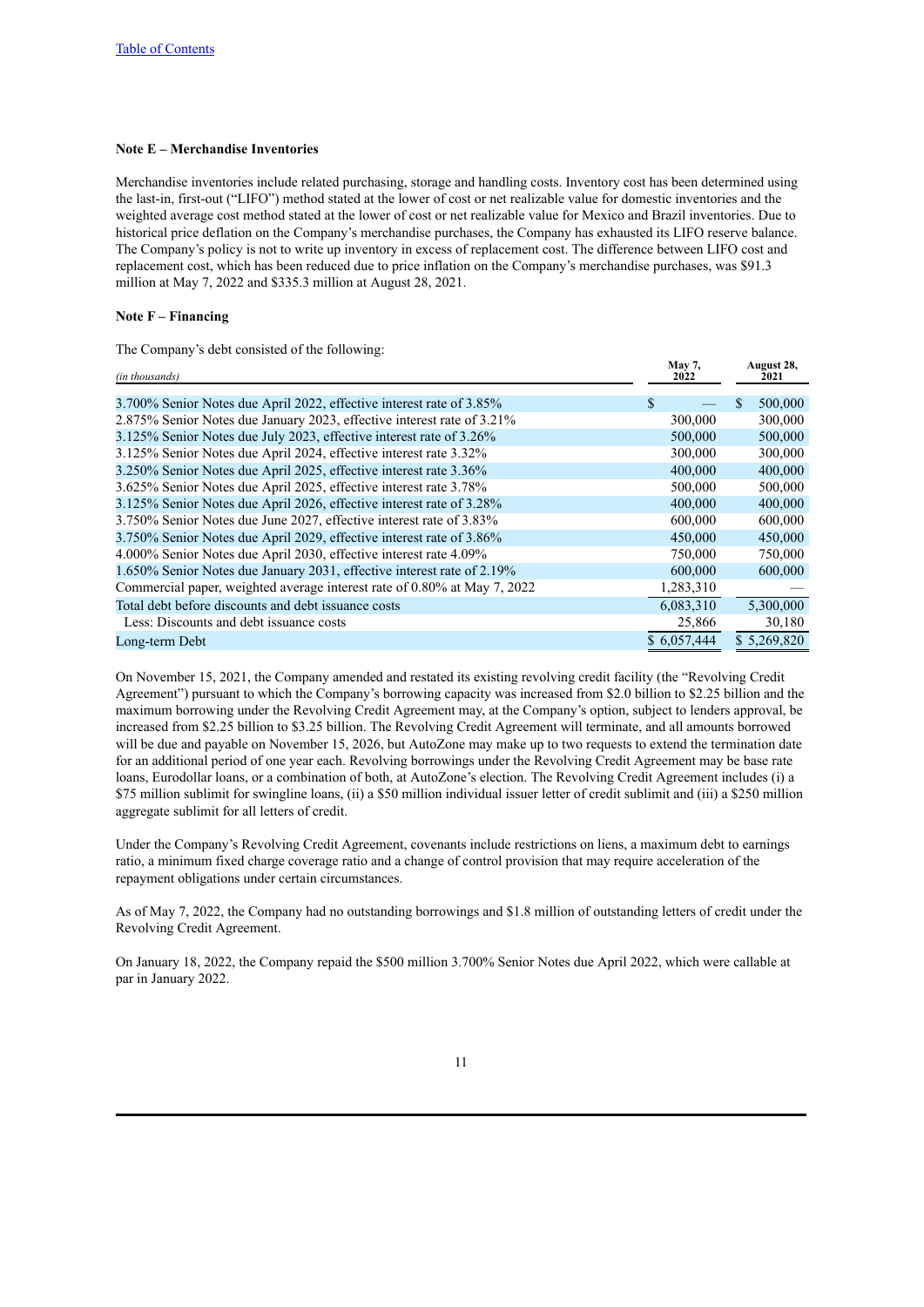[Table of Contents](#)

**Note E – Merchandise Inventories**

Merchandise inventories include related purchasing, storage and handling costs. Inventory cost has been determined using the last-in, first-out ("LIFO") method stated at the lower of cost or net realizable value for domestic inventories and the weighted average cost method stated at the lower of cost or net realizable value for Mexico and Brazil inventories. Due to historical price deflation on the Company's merchandise purchases, the Company has exhausted its LIFO reserve balance. The Company's policy is not to write up inventory in excess of replacement cost. The difference between LIFO cost and replacement cost, which has been reduced due to price inflation on the Company's merchandise purchases, was $91.3 million at May 7, 2022 and $335.3 million at August 28, 2021.

**Note F – Financing**

The Company's debt consisted of the following:

| *(in thousands)* | May 7, 2022 | August 28, 2021 |
|---|---|---|
| 3.700% Senior Notes due April 2022, effective interest rate of 3.85% | $ — | $ 500,000 |
| 2.875% Senior Notes due January 2023, effective interest rate of 3.21% | 300,000 | 300,000 |
| 3.125% Senior Notes due July 2023, effective interest rate of 3.26% | 500,000 | 500,000 |
| 3.125% Senior Notes due April 2024, effective interest rate 3.32% | 300,000 | 300,000 |
| 3.250% Senior Notes due April 2025, effective interest rate 3.36% | 400,000 | 400,000 |
| 3.625% Senior Notes due April 2025, effective interest rate 3.78% | 500,000 | 500,000 |
| 3.125% Senior Notes due April 2026, effective interest rate of 3.28% | 400,000 | 400,000 |
| 3.750% Senior Notes due June 2027, effective interest rate of 3.83% | 600,000 | 600,000 |
| 3.750% Senior Notes due April 2029, effective interest rate of 3.86% | 450,000 | 450,000 |
| 4.000% Senior Notes due April 2030, effective interest rate 4.09% | 750,000 | 750,000 |
| 1.650% Senior Notes due January 2031, effective interest rate of 2.19% | 600,000 | 600,000 |
| Commercial paper, weighted average interest rate of 0.80% at May 7, 2022 | 1,283,310 | — |
| Total debt before discounts and debt issuance costs | 6,083,310 | 5,300,000 |
| Less: Discounts and debt issuance costs | 25,866 | 30,180 |
| Long-term Debt | $ 6,057,444 | $ 5,269,820 |

On November 15, 2021, the Company amended and restated its existing revolving credit facility (the "Revolving Credit Agreement") pursuant to which the Company's borrowing capacity was increased from $2.0 billion to $2.25 billion and the maximum borrowing under the Revolving Credit Agreement may, at the Company's option, subject to lenders approval, be increased from $2.25 billion to $3.25 billion. The Revolving Credit Agreement will terminate, and all amounts borrowed will be due and payable on November 15, 2026, but AutoZone may make up to two requests to extend the termination date for an additional period of one year each. Revolving borrowings under the Revolving Credit Agreement may be base rate loans, Eurodollar loans, or a combination of both, at AutoZone's election. The Revolving Credit Agreement includes (i) a $75 million sublimit for swingline loans, (ii) a $50 million individual issuer letter of credit sublimit and (iii) a $250 million aggregate sublimit for all letters of credit.

Under the Company's Revolving Credit Agreement, covenants include restrictions on liens, a maximum debt to earnings ratio, a minimum fixed charge coverage ratio and a change of control provision that may require acceleration of the repayment obligations under certain circumstances.

As of May 7, 2022, the Company had no outstanding borrowings and $1.8 million of outstanding letters of credit under the Revolving Credit Agreement.

On January 18, 2022, the Company repaid the $500 million 3.700% Senior Notes due April 2022, which were callable at par in January 2022.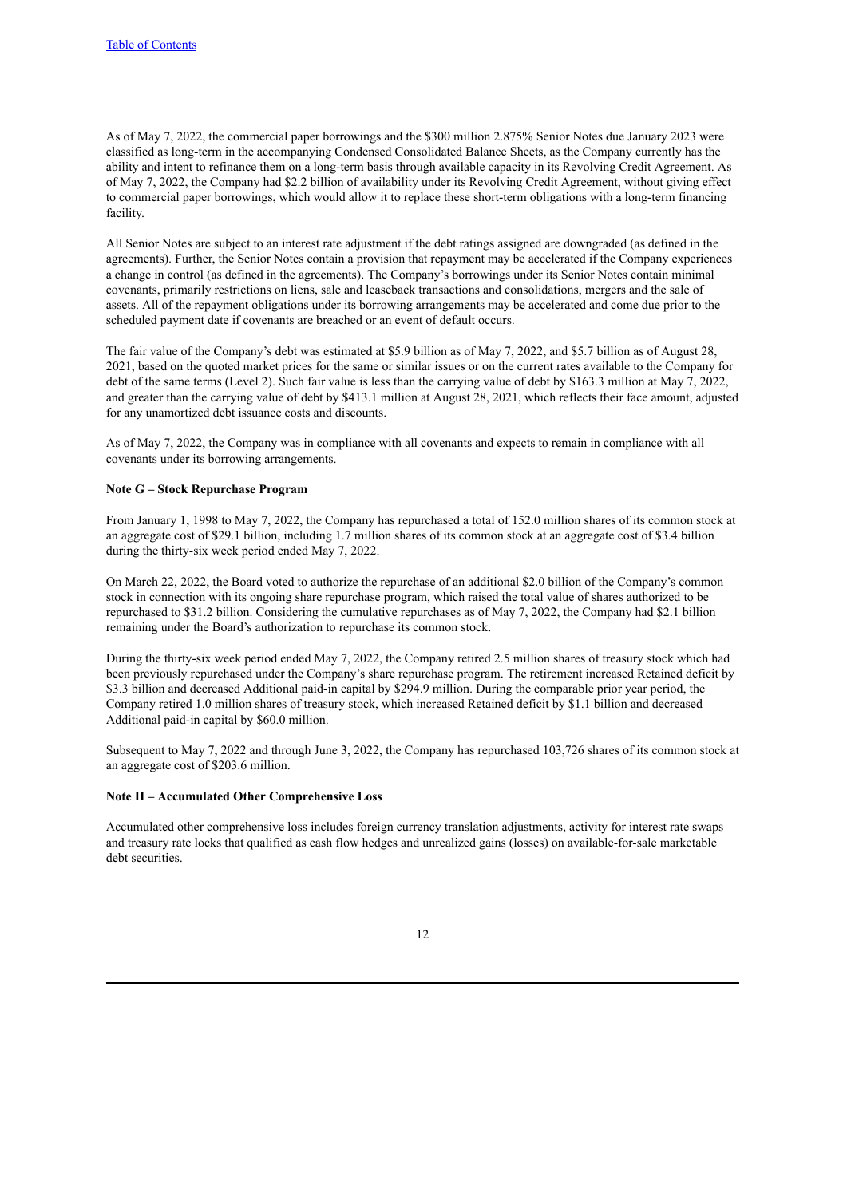As of May 7, 2022, the commercial paper borrowings and the $300 million 2.875% Senior Notes due January 2023 were classified as long-term in the accompanying Condensed Consolidated Balance Sheets, as the Company currently has the ability and intent to refinance them on a long-term basis through available capacity in its Revolving Credit Agreement. As of May 7, 2022, the Company had $2.2 billion of availability under its Revolving Credit Agreement, without giving effect to commercial paper borrowings, which would allow it to replace these short-term obligations with a long-term financing facility.

All Senior Notes are subject to an interest rate adjustment if the debt ratings assigned are downgraded (as defined in the agreements). Further, the Senior Notes contain a provision that repayment may be accelerated if the Company experiences a change in control (as defined in the agreements). The Company's borrowings under its Senior Notes contain minimal covenants, primarily restrictions on liens, sale and leaseback transactions and consolidations, mergers and the sale of assets. All of the repayment obligations under its borrowing arrangements may be accelerated and come due prior to the scheduled payment date if covenants are breached or an event of default occurs.

The fair value of the Company's debt was estimated at $5.9 billion as of May 7, 2022, and $5.7 billion as of August 28, 2021, based on the quoted market prices for the same or similar issues or on the current rates available to the Company for debt of the same terms (Level 2). Such fair value is less than the carrying value of debt by $163.3 million at May 7, 2022, and greater than the carrying value of debt by $413.1 million at August 28, 2021, which reflects their face amount, adjusted for any unamortized debt issuance costs and discounts.

As of May 7, 2022, the Company was in compliance with all covenants and expects to remain in compliance with all covenants under its borrowing arrangements.

**Note G – Stock Repurchase Program**

From January 1, 1998 to May 7, 2022, the Company has repurchased a total of 152.0 million shares of its common stock at an aggregate cost of $29.1 billion, including 1.7 million shares of its common stock at an aggregate cost of $3.4 billion during the thirty-six week period ended May 7, 2022.

On March 22, 2022, the Board voted to authorize the repurchase of an additional $2.0 billion of the Company's common stock in connection with its ongoing share repurchase program, which raised the total value of shares authorized to be repurchased to $31.2 billion. Considering the cumulative repurchases as of May 7, 2022, the Company had $2.1 billion remaining under the Board's authorization to repurchase its common stock.

During the thirty-six week period ended May 7, 2022, the Company retired 2.5 million shares of treasury stock which had been previously repurchased under the Company's share repurchase program. The retirement increased Retained deficit by $3.3 billion and decreased Additional paid-in capital by $294.9 million. During the comparable prior year period, the Company retired 1.0 million shares of treasury stock, which increased Retained deficit by $1.1 billion and decreased Additional paid-in capital by $60.0 million.

Subsequent to May 7, 2022 and through June 3, 2022, the Company has repurchased 103,726 shares of its common stock at an aggregate cost of $203.6 million.

**Note H – Accumulated Other Comprehensive Loss**

Accumulated other comprehensive loss includes foreign currency translation adjustments, activity for interest rate swaps and treasury rate locks that qualified as cash flow hedges and unrealized gains (losses) on available-for-sale marketable debt securities.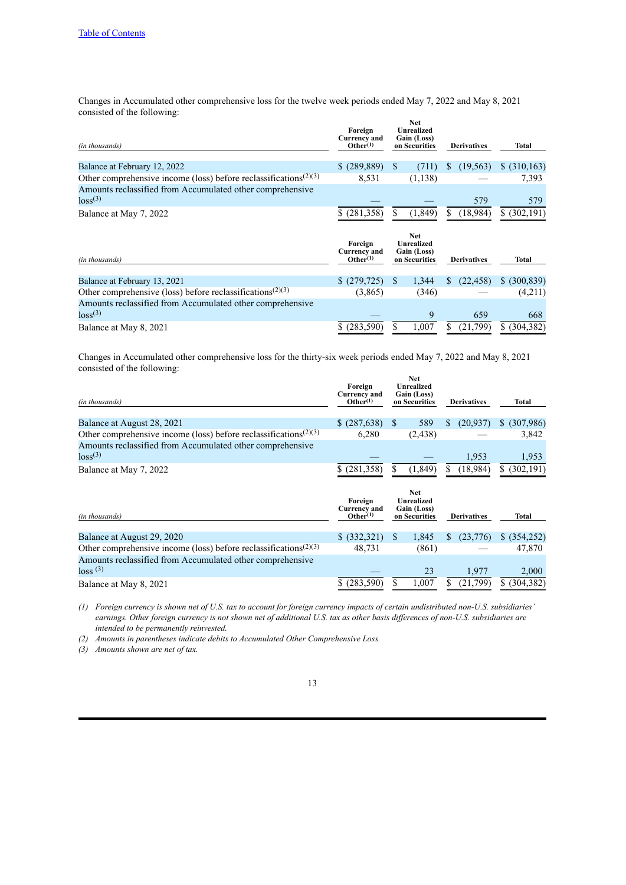[Table of Contents](#)

Changes in Accumulated other comprehensive loss for the twelve week periods ended May 7, 2022 and May 8, 2021 consisted of the following:

| *(in thousands)* | Foreign Currency and Other[1] | Net Unrealized Gain (Loss) on Securities | Derivatives | Total |
|---|---|---|---|---|
| Balance at February 12, 2022 | $ (289,889) | $ (711) | $ (19,563) | $ (310,163) |
| Other comprehensive income (loss) before reclassifications[2][3] | 8,531 | (1,138) | — | 7,393 |
| Amounts reclassified from Accumulated other comprehensive loss[3] | — | — | 579 | 579 |
| Balance at May 7, 2022 | $ (281,358) | $ (1,849) | $ (18,984) | $ (302,191) |

| *(in thousands)* | Foreign Currency and Other[1] | Net Unrealized Gain (Loss) on Securities | Derivatives | Total |
|---|---|---|---|---|
| Balance at February 13, 2021 | $ (279,725) | $ 1,344 | $ (22,458) | $ (300,839) |
| Other comprehensive (loss) before reclassifications[2][3] | (3,865) | (346) | — | (4,211) |
| Amounts reclassified from Accumulated other comprehensive loss[3] | — | 9 | 659 | 668 |
| Balance at May 8, 2021 | $ (283,590) | $ 1,007 | $ (21,799) | $ (304,382) |

Changes in Accumulated other comprehensive loss for the thirty-six week periods ended May 7, 2022 and May 8, 2021 consisted of the following:

| *(in thousands)* | Foreign Currency and Other[1] | Net Unrealized Gain (Loss) on Securities | Derivatives | Total |
|---|---|---|---|---|
| Balance at August 28, 2021 | $ (287,638) | $ 589 | $ (20,937) | $ (307,986) |
| Other comprehensive income (loss) before reclassifications[2][3] | 6,280 | (2,438) | — | 3,842 |
| Amounts reclassified from Accumulated other comprehensive loss[3] | — | — | 1,953 | 1,953 |
| Balance at May 7, 2022 | $ (281,358) | $ (1,849) | $ (18,984) | $ (302,191) |

| *(in thousands)* | Foreign Currency and Other[1] | Net Unrealized Gain (Loss) on Securities | Derivatives | Total |
|---|---|---|---|---|
| Balance at August 29, 2020 | $ (332,321) | $ 1,845 | $ (23,776) | $ (354,252) |
| Other comprehensive income (loss) before reclassifications[2][3] | 48,731 | (861) | — | 47,870 |
| Amounts reclassified from Accumulated other comprehensive loss[3] | — | 23 | 1,977 | 2,000 |
| Balance at May 8, 2021 | $ (283,590) | $ 1,007 | $ (21,799) | $ (304,382) |

*(1) Foreign currency is shown net of U.S. tax to account for foreign currency impacts of certain undistributed non-U.S. subsidiaries' earnings. Other foreign currency is not shown net of additional U.S. tax as other basis differences of non-U.S. subsidiaries are intended to be permanently reinvested.*

*(2) Amounts in parentheses indicate debits to Accumulated Other Comprehensive Loss.*

*(3) Amounts shown are net of tax.*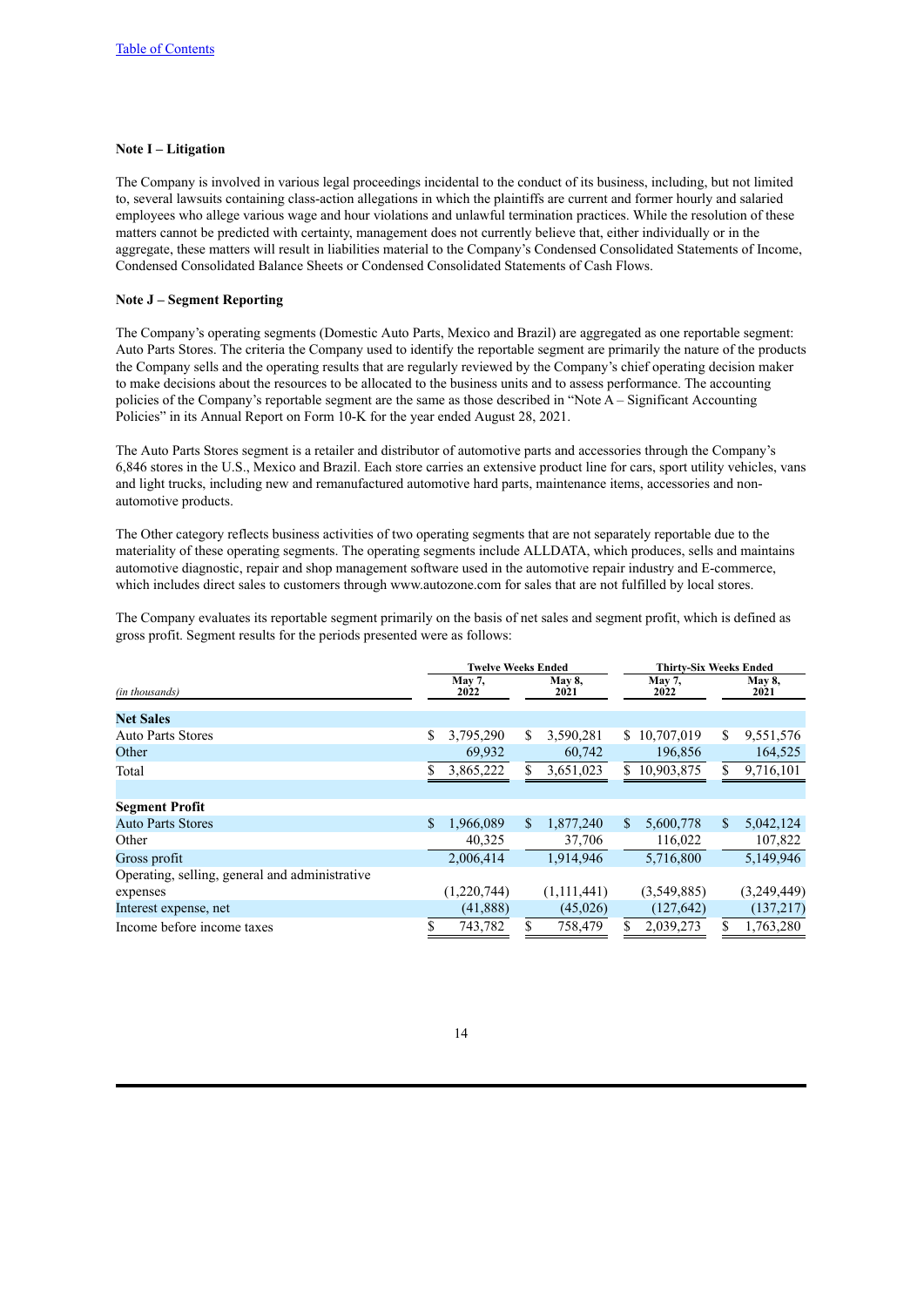Table of Contents

**Note I – Litigation**

The Company is involved in various legal proceedings incidental to the conduct of its business, including, but not limited to, several lawsuits containing class-action allegations in which the plaintiffs are current and former hourly and salaried employees who allege various wage and hour violations and unlawful termination practices. While the resolution of these matters cannot be predicted with certainty, management does not currently believe that, either individually or in the aggregate, these matters will result in liabilities material to the Company's Condensed Consolidated Statements of Income, Condensed Consolidated Balance Sheets or Condensed Consolidated Statements of Cash Flows.

**Note J – Segment Reporting**

The Company's operating segments (Domestic Auto Parts, Mexico and Brazil) are aggregated as one reportable segment: Auto Parts Stores. The criteria the Company used to identify the reportable segment are primarily the nature of the products the Company sells and the operating results that are regularly reviewed by the Company's chief operating decision maker to make decisions about the resources to be allocated to the business units and to assess performance. The accounting policies of the Company's reportable segment are the same as those described in "Note A – Significant Accounting Policies" in its Annual Report on Form 10-K for the year ended August 28, 2021.

The Auto Parts Stores segment is a retailer and distributor of automotive parts and accessories through the Company's 6,846 stores in the U.S., Mexico and Brazil. Each store carries an extensive product line for cars, sport utility vehicles, vans and light trucks, including new and remanufactured automotive hard parts, maintenance items, accessories and non-automotive products.

The Other category reflects business activities of two operating segments that are not separately reportable due to the materiality of these operating segments. The operating segments include ALLDATA, which produces, sells and maintains automotive diagnostic, repair and shop management software used in the automotive repair industry and E-commerce, which includes direct sales to customers through www.autozone.com for sales that are not fulfilled by local stores.

The Company evaluates its reportable segment primarily on the basis of net sales and segment profit, which is defined as gross profit. Segment results for the periods presented were as follows:

| *(in thousands)* | Twelve Weeks Ended | | Thirty-Six Weeks Ended | |
|---|---|---|---|---|
| | May 7, 2022 | May 8, 2021 | May 7, 2022 | May 8, 2021 |
| **Net Sales** | | | | |
| Auto Parts Stores | $ 3,795,290 | $ 3,590,281 | $ 10,707,019 | $ 9,551,576 |
| Other | 69,932 | 60,742 | 196,856 | 164,525 |
| Total | $ 3,865,222 | $ 3,651,023 | $ 10,903,875 | $ 9,716,101 |
| **Segment Profit** | | | | |
| Auto Parts Stores | $ 1,966,089 | $ 1,877,240 | $ 5,600,778 | $ 5,042,124 |
| Other | 40,325 | 37,706 | 116,022 | 107,822 |
| Gross profit | 2,006,414 | 1,914,946 | 5,716,800 | 5,149,946 |
| Operating, selling, general and administrative expenses | (1,220,744) | (1,111,441) | (3,549,885) | (3,249,449) |
| Interest expense, net | (41,888) | (45,026) | (127,642) | (137,217) |
| Income before income taxes | $ 743,782 | $ 758,479 | $ 2,039,273 | $ 1,763,280 |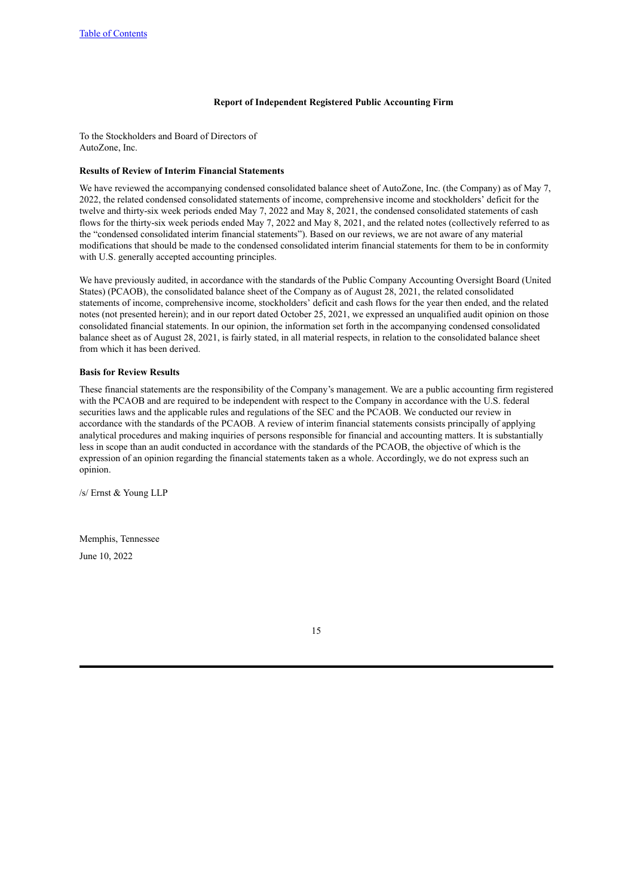## Report of Independent Registered Public Accounting Firm

To the Stockholders and Board of Directors of
AutoZone, Inc.

### Results of Review of Interim Financial Statements

We have reviewed the accompanying condensed consolidated balance sheet of AutoZone, Inc. (the Company) as of May 7, 2022, the related condensed consolidated statements of income, comprehensive income and stockholders' deficit for the twelve and thirty-six week periods ended May 7, 2022 and May 8, 2021, the condensed consolidated statements of cash flows for the thirty-six week periods ended May 7, 2022 and May 8, 2021, and the related notes (collectively referred to as the "condensed consolidated interim financial statements"). Based on our reviews, we are not aware of any material modifications that should be made to the condensed consolidated interim financial statements for them to be in conformity with U.S. generally accepted accounting principles.

We have previously audited, in accordance with the standards of the Public Company Accounting Oversight Board (United States) (PCAOB), the consolidated balance sheet of the Company as of August 28, 2021, the related consolidated statements of income, comprehensive income, stockholders' deficit and cash flows for the year then ended, and the related notes (not presented herein); and in our report dated October 25, 2021, we expressed an unqualified audit opinion on those consolidated financial statements. In our opinion, the information set forth in the accompanying condensed consolidated balance sheet as of August 28, 2021, is fairly stated, in all material respects, in relation to the consolidated balance sheet from which it has been derived.

### Basis for Review Results

These financial statements are the responsibility of the Company's management. We are a public accounting firm registered with the PCAOB and are required to be independent with respect to the Company in accordance with the U.S. federal securities laws and the applicable rules and regulations of the SEC and the PCAOB. We conducted our review in accordance with the standards of the PCAOB. A review of interim financial statements consists principally of applying analytical procedures and making inquiries of persons responsible for financial and accounting matters. It is substantially less in scope than an audit conducted in accordance with the standards of the PCAOB, the objective of which is the expression of an opinion regarding the financial statements taken as a whole. Accordingly, we do not express such an opinion.

/s/ Ernst & Young LLP

Memphis, Tennessee

June 10, 2022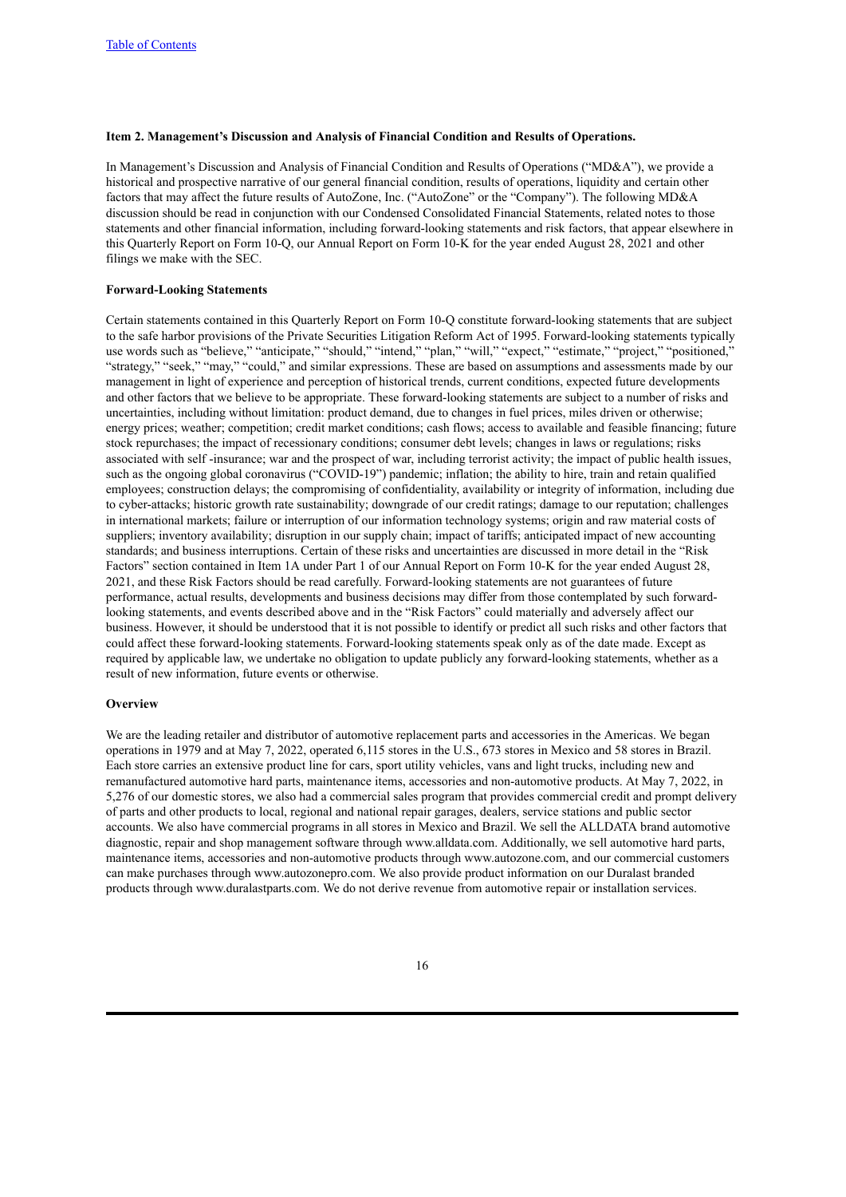**Item 2. Management's Discussion and Analysis of Financial Condition and Results of Operations.**

In Management's Discussion and Analysis of Financial Condition and Results of Operations ("MD&A"), we provide a historical and prospective narrative of our general financial condition, results of operations, liquidity and certain other factors that may affect the future results of AutoZone, Inc. ("AutoZone" or the "Company"). The following MD&A discussion should be read in conjunction with our Condensed Consolidated Financial Statements, related notes to those statements and other financial information, including forward-looking statements and risk factors, that appear elsewhere in this Quarterly Report on Form 10-Q, our Annual Report on Form 10-K for the year ended August 28, 2021 and other filings we make with the SEC.

**Forward-Looking Statements**

Certain statements contained in this Quarterly Report on Form 10-Q constitute forward-looking statements that are subject to the safe harbor provisions of the Private Securities Litigation Reform Act of 1995. Forward-looking statements typically use words such as "believe," "anticipate," "should," "intend," "plan," "will," "expect," "estimate," "project," "positioned," "strategy," "seek," "may," "could," and similar expressions. These are based on assumptions and assessments made by our management in light of experience and perception of historical trends, current conditions, expected future developments and other factors that we believe to be appropriate. These forward-looking statements are subject to a number of risks and uncertainties, including without limitation: product demand, due to changes in fuel prices, miles driven or otherwise; energy prices; weather; competition; credit market conditions; cash flows; access to available and feasible financing; future stock repurchases; the impact of recessionary conditions; consumer debt levels; changes in laws or regulations; risks associated with self -insurance; war and the prospect of war, including terrorist activity; the impact of public health issues, such as the ongoing global coronavirus ("COVID-19") pandemic; inflation; the ability to hire, train and retain qualified employees; construction delays; the compromising of confidentiality, availability or integrity of information, including due to cyber-attacks; historic growth rate sustainability; downgrade of our credit ratings; damage to our reputation; challenges in international markets; failure or interruption of our information technology systems; origin and raw material costs of suppliers; inventory availability; disruption in our supply chain; impact of tariffs; anticipated impact of new accounting standards; and business interruptions. Certain of these risks and uncertainties are discussed in more detail in the "Risk Factors" section contained in Item 1A under Part 1 of our Annual Report on Form 10-K for the year ended August 28, 2021, and these Risk Factors should be read carefully. Forward-looking statements are not guarantees of future performance, actual results, developments and business decisions may differ from those contemplated by such forward-looking statements, and events described above and in the "Risk Factors" could materially and adversely affect our business. However, it should be understood that it is not possible to identify or predict all such risks and other factors that could affect these forward-looking statements. Forward-looking statements speak only as of the date made. Except as required by applicable law, we undertake no obligation to update publicly any forward-looking statements, whether as a result of new information, future events or otherwise.

**Overview**

We are the leading retailer and distributor of automotive replacement parts and accessories in the Americas. We began operations in 1979 and at May 7, 2022, operated 6,115 stores in the U.S., 673 stores in Mexico and 58 stores in Brazil. Each store carries an extensive product line for cars, sport utility vehicles, vans and light trucks, including new and remanufactured automotive hard parts, maintenance items, accessories and non-automotive products. At May 7, 2022, in 5,276 of our domestic stores, we also had a commercial sales program that provides commercial credit and prompt delivery of parts and other products to local, regional and national repair garages, dealers, service stations and public sector accounts. We also have commercial programs in all stores in Mexico and Brazil. We sell the ALLDATA brand automotive diagnostic, repair and shop management software through www.alldata.com. Additionally, we sell automotive hard parts, maintenance items, accessories and non-automotive products through www.autozone.com, and our commercial customers can make purchases through www.autozonepro.com. We also provide product information on our Duralast branded products through www.duralastparts.com. We do not derive revenue from automotive repair or installation services.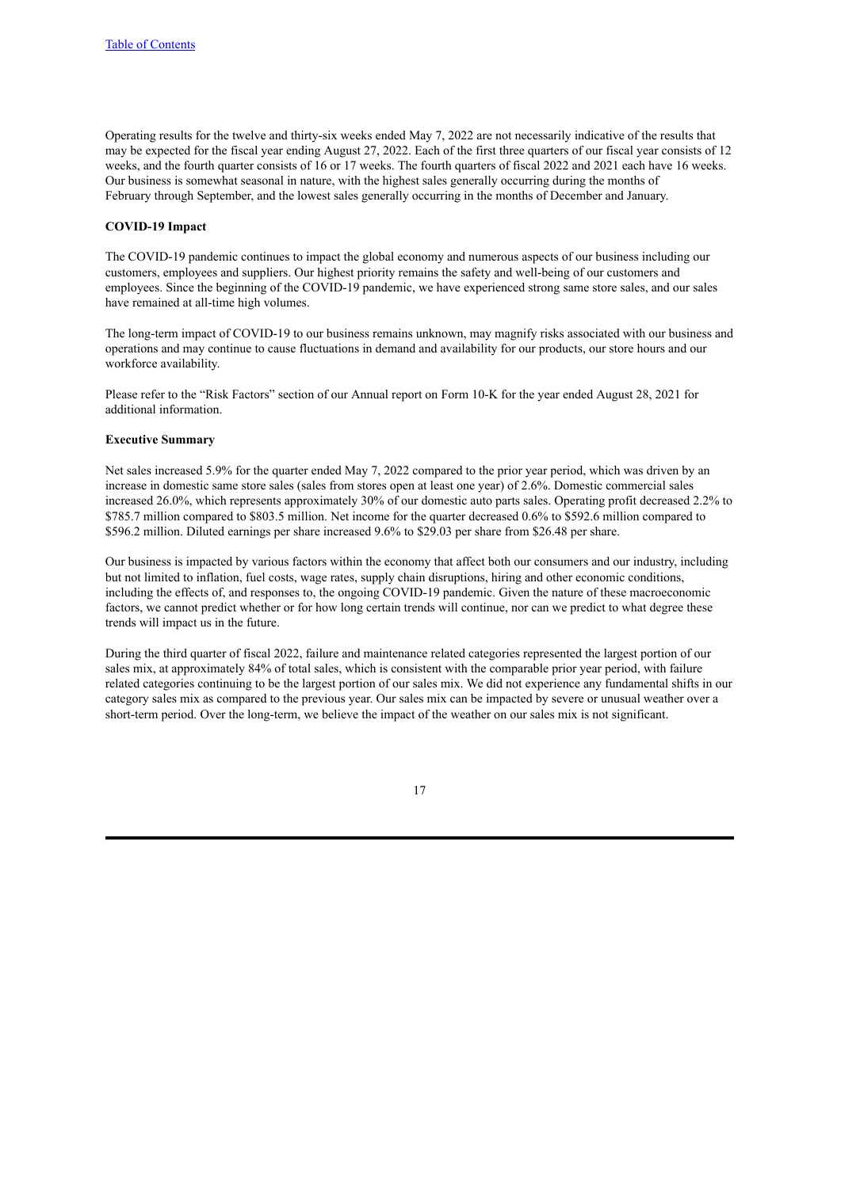Operating results for the twelve and thirty-six weeks ended May 7, 2022 are not necessarily indicative of the results that may be expected for the fiscal year ending August 27, 2022. Each of the first three quarters of our fiscal year consists of 12 weeks, and the fourth quarter consists of 16 or 17 weeks. The fourth quarters of fiscal 2022 and 2021 each have 16 weeks. Our business is somewhat seasonal in nature, with the highest sales generally occurring during the months of February through September, and the lowest sales generally occurring in the months of December and January.

**COVID-19 Impact**

The COVID-19 pandemic continues to impact the global economy and numerous aspects of our business including our customers, employees and suppliers. Our highest priority remains the safety and well-being of our customers and employees. Since the beginning of the COVID-19 pandemic, we have experienced strong same store sales, and our sales have remained at all-time high volumes.

The long-term impact of COVID-19 to our business remains unknown, may magnify risks associated with our business and operations and may continue to cause fluctuations in demand and availability for our products, our store hours and our workforce availability.

Please refer to the "Risk Factors" section of our Annual report on Form 10-K for the year ended August 28, 2021 for additional information.

**Executive Summary**

Net sales increased 5.9% for the quarter ended May 7, 2022 compared to the prior year period, which was driven by an increase in domestic same store sales (sales from stores open at least one year) of 2.6%. Domestic commercial sales increased 26.0%, which represents approximately 30% of our domestic auto parts sales. Operating profit decreased 2.2% to $785.7 million compared to $803.5 million. Net income for the quarter decreased 0.6% to $592.6 million compared to $596.2 million. Diluted earnings per share increased 9.6% to $29.03 per share from $26.48 per share.

Our business is impacted by various factors within the economy that affect both our consumers and our industry, including but not limited to inflation, fuel costs, wage rates, supply chain disruptions, hiring and other economic conditions, including the effects of, and responses to, the ongoing COVID-19 pandemic. Given the nature of these macroeconomic factors, we cannot predict whether or for how long certain trends will continue, nor can we predict to what degree these trends will impact us in the future.

During the third quarter of fiscal 2022, failure and maintenance related categories represented the largest portion of our sales mix, at approximately 84% of total sales, which is consistent with the comparable prior year period, with failure related categories continuing to be the largest portion of our sales mix. We did not experience any fundamental shifts in our category sales mix as compared to the previous year. Our sales mix can be impacted by severe or unusual weather over a short-term period. Over the long-term, we believe the impact of the weather on our sales mix is not significant.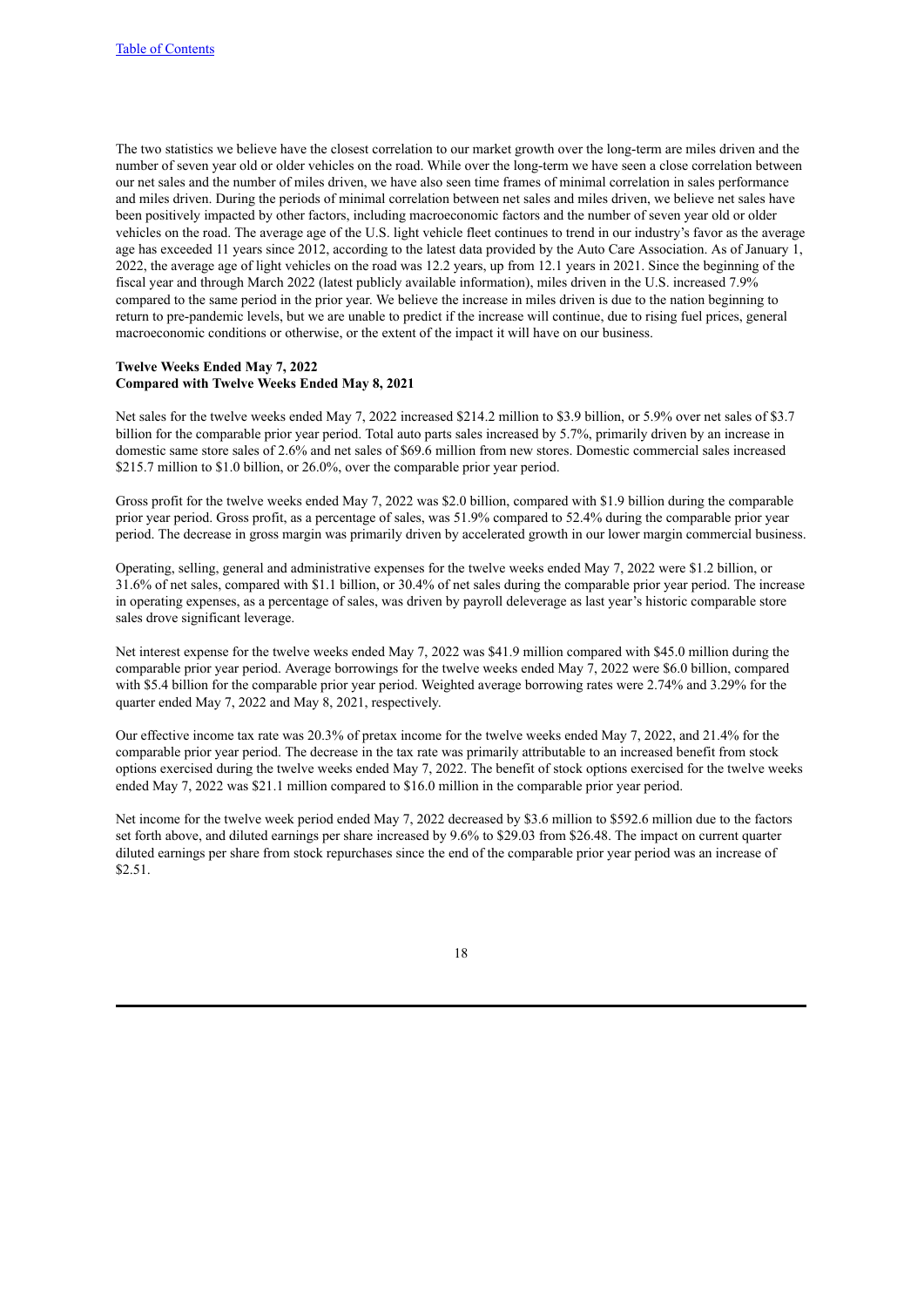The two statistics we believe have the closest correlation to our market growth over the long-term are miles driven and the number of seven year old or older vehicles on the road. While over the long-term we have seen a close correlation between our net sales and the number of miles driven, we have also seen time frames of minimal correlation in sales performance and miles driven. During the periods of minimal correlation between net sales and miles driven, we believe net sales have been positively impacted by other factors, including macroeconomic factors and the number of seven year old or older vehicles on the road. The average age of the U.S. light vehicle fleet continues to trend in our industry's favor as the average age has exceeded 11 years since 2012, according to the latest data provided by the Auto Care Association. As of January 1, 2022, the average age of light vehicles on the road was 12.2 years, up from 12.1 years in 2021. Since the beginning of the fiscal year and through March 2022 (latest publicly available information), miles driven in the U.S. increased 7.9% compared to the same period in the prior year. We believe the increase in miles driven is due to the nation beginning to return to pre-pandemic levels, but we are unable to predict if the increase will continue, due to rising fuel prices, general macroeconomic conditions or otherwise, or the extent of the impact it will have on our business.

**Twelve Weeks Ended May 7, 2022**
**Compared with Twelve Weeks Ended May 8, 2021**

Net sales for the twelve weeks ended May 7, 2022 increased $214.2 million to $3.9 billion, or 5.9% over net sales of $3.7 billion for the comparable prior year period. Total auto parts sales increased by 5.7%, primarily driven by an increase in domestic same store sales of 2.6% and net sales of $69.6 million from new stores. Domestic commercial sales increased $215.7 million to $1.0 billion, or 26.0%, over the comparable prior year period.

Gross profit for the twelve weeks ended May 7, 2022 was $2.0 billion, compared with $1.9 billion during the comparable prior year period. Gross profit, as a percentage of sales, was 51.9% compared to 52.4% during the comparable prior year period. The decrease in gross margin was primarily driven by accelerated growth in our lower margin commercial business.

Operating, selling, general and administrative expenses for the twelve weeks ended May 7, 2022 were $1.2 billion, or 31.6% of net sales, compared with $1.1 billion, or 30.4% of net sales during the comparable prior year period. The increase in operating expenses, as a percentage of sales, was driven by payroll deleverage as last year's historic comparable store sales drove significant leverage.

Net interest expense for the twelve weeks ended May 7, 2022 was $41.9 million compared with $45.0 million during the comparable prior year period. Average borrowings for the twelve weeks ended May 7, 2022 were $6.0 billion, compared with $5.4 billion for the comparable prior year period. Weighted average borrowing rates were 2.74% and 3.29% for the quarter ended May 7, 2022 and May 8, 2021, respectively.

Our effective income tax rate was 20.3% of pretax income for the twelve weeks ended May 7, 2022, and 21.4% for the comparable prior year period. The decrease in the tax rate was primarily attributable to an increased benefit from stock options exercised during the twelve weeks ended May 7, 2022. The benefit of stock options exercised for the twelve weeks ended May 7, 2022 was $21.1 million compared to $16.0 million in the comparable prior year period.

Net income for the twelve week period ended May 7, 2022 decreased by $3.6 million to $592.6 million due to the factors set forth above, and diluted earnings per share increased by 9.6% to $29.03 from $26.48. The impact on current quarter diluted earnings per share from stock repurchases since the end of the comparable prior year period was an increase of $2.51.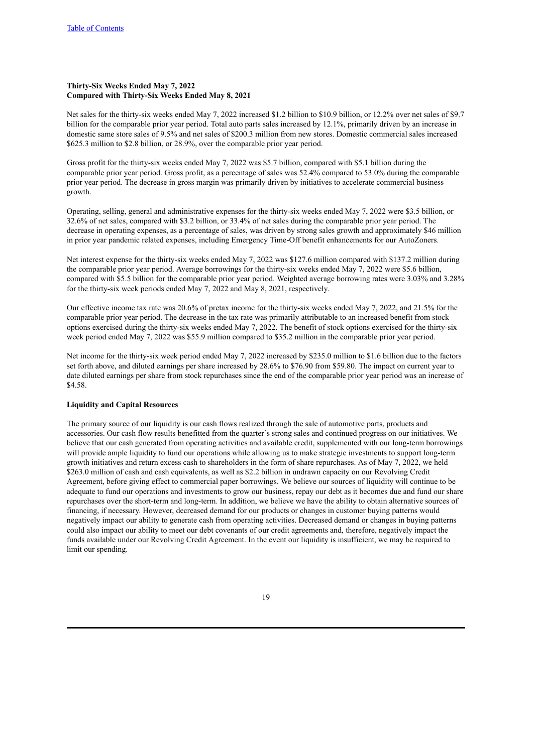**Thirty-Six Weeks Ended May 7, 2022**
**Compared with Thirty-Six Weeks Ended May 8, 2021**

Net sales for the thirty-six weeks ended May 7, 2022 increased $1.2 billion to $10.9 billion, or 12.2% over net sales of $9.7 billion for the comparable prior year period. Total auto parts sales increased by 12.1%, primarily driven by an increase in domestic same store sales of 9.5% and net sales of $200.3 million from new stores. Domestic commercial sales increased $625.3 million to $2.8 billion, or 28.9%, over the comparable prior year period.

Gross profit for the thirty-six weeks ended May 7, 2022 was $5.7 billion, compared with $5.1 billion during the comparable prior year period. Gross profit, as a percentage of sales was 52.4% compared to 53.0% during the comparable prior year period. The decrease in gross margin was primarily driven by initiatives to accelerate commercial business growth.

Operating, selling, general and administrative expenses for the thirty-six weeks ended May 7, 2022 were $3.5 billion, or 32.6% of net sales, compared with $3.2 billion, or 33.4% of net sales during the comparable prior year period. The decrease in operating expenses, as a percentage of sales, was driven by strong sales growth and approximately $46 million in prior year pandemic related expenses, including Emergency Time-Off benefit enhancements for our AutoZoners.

Net interest expense for the thirty-six weeks ended May 7, 2022 was $127.6 million compared with $137.2 million during the comparable prior year period. Average borrowings for the thirty-six weeks ended May 7, 2022 were $5.6 billion, compared with $5.5 billion for the comparable prior year period. Weighted average borrowing rates were 3.03% and 3.28% for the thirty-six week periods ended May 7, 2022 and May 8, 2021, respectively.

Our effective income tax rate was 20.6% of pretax income for the thirty-six weeks ended May 7, 2022, and 21.5% for the comparable prior year period. The decrease in the tax rate was primarily attributable to an increased benefit from stock options exercised during the thirty-six weeks ended May 7, 2022. The benefit of stock options exercised for the thirty-six week period ended May 7, 2022 was $55.9 million compared to $35.2 million in the comparable prior year period.

Net income for the thirty-six week period ended May 7, 2022 increased by $235.0 million to $1.6 billion due to the factors set forth above, and diluted earnings per share increased by 28.6% to $76.90 from $59.80. The impact on current year to date diluted earnings per share from stock repurchases since the end of the comparable prior year period was an increase of $4.58.

**Liquidity and Capital Resources**

The primary source of our liquidity is our cash flows realized through the sale of automotive parts, products and accessories. Our cash flow results benefitted from the quarter's strong sales and continued progress on our initiatives. We believe that our cash generated from operating activities and available credit, supplemented with our long-term borrowings will provide ample liquidity to fund our operations while allowing us to make strategic investments to support long-term growth initiatives and return excess cash to shareholders in the form of share repurchases. As of May 7, 2022, we held $263.0 million of cash and cash equivalents, as well as $2.2 billion in undrawn capacity on our Revolving Credit Agreement, before giving effect to commercial paper borrowings. We believe our sources of liquidity will continue to be adequate to fund our operations and investments to grow our business, repay our debt as it becomes due and fund our share repurchases over the short-term and long-term. In addition, we believe we have the ability to obtain alternative sources of financing, if necessary. However, decreased demand for our products or changes in customer buying patterns would negatively impact our ability to generate cash from operating activities. Decreased demand or changes in buying patterns could also impact our ability to meet our debt covenants of our credit agreements and, therefore, negatively impact the funds available under our Revolving Credit Agreement. In the event our liquidity is insufficient, we may be required to limit our spending.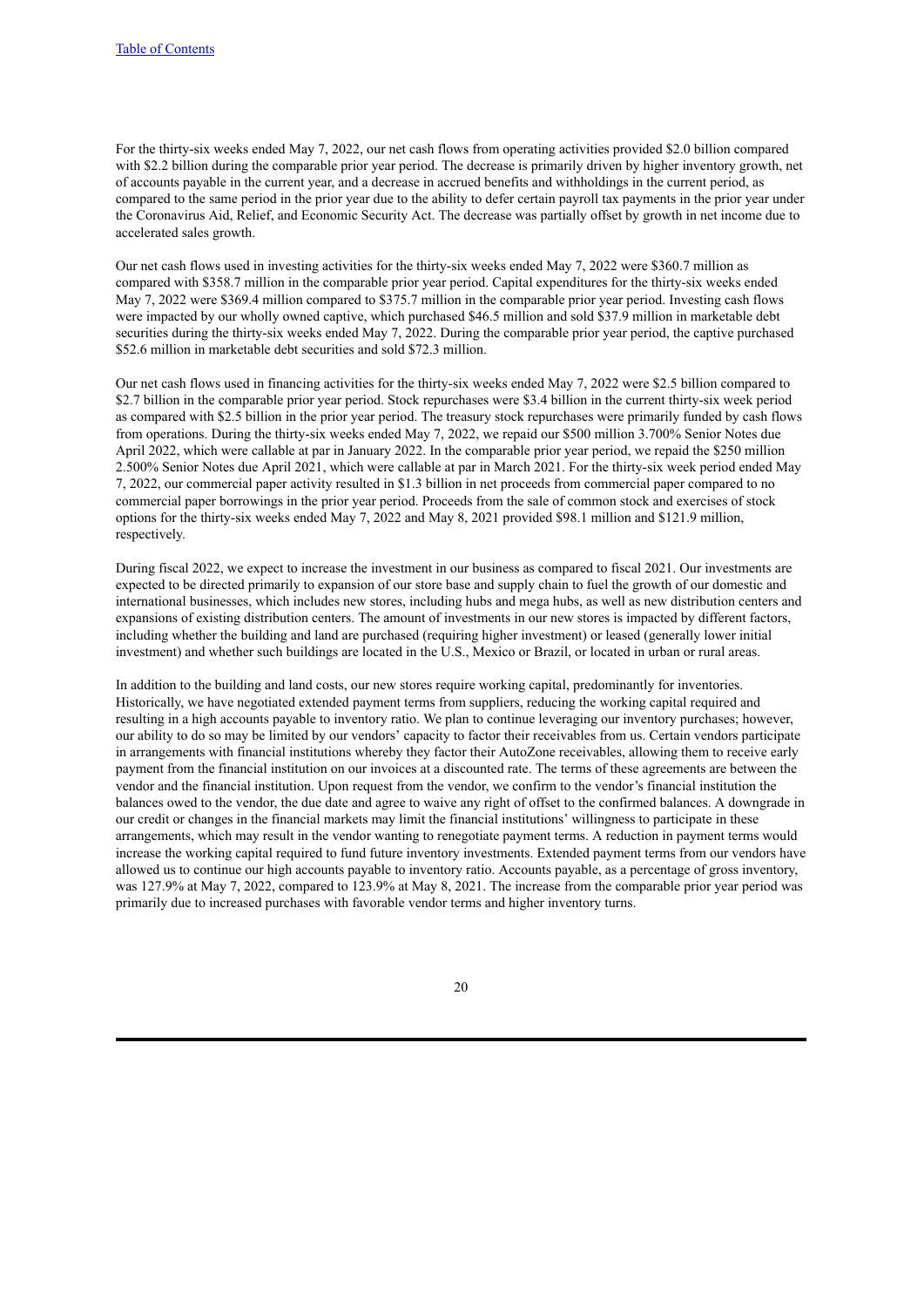For the thirty-six weeks ended May 7, 2022, our net cash flows from operating activities provided $2.0 billion compared with $2.2 billion during the comparable prior year period. The decrease is primarily driven by higher inventory growth, net of accounts payable in the current year, and a decrease in accrued benefits and withholdings in the current period, as compared to the same period in the prior year due to the ability to defer certain payroll tax payments in the prior year under the Coronavirus Aid, Relief, and Economic Security Act. The decrease was partially offset by growth in net income due to accelerated sales growth.

Our net cash flows used in investing activities for the thirty-six weeks ended May 7, 2022 were $360.7 million as compared with $358.7 million in the comparable prior year period. Capital expenditures for the thirty-six weeks ended May 7, 2022 were $369.4 million compared to $375.7 million in the comparable prior year period. Investing cash flows were impacted by our wholly owned captive, which purchased $46.5 million and sold $37.9 million in marketable debt securities during the thirty-six weeks ended May 7, 2022. During the comparable prior year period, the captive purchased $52.6 million in marketable debt securities and sold $72.3 million.

Our net cash flows used in financing activities for the thirty-six weeks ended May 7, 2022 were $2.5 billion compared to $2.7 billion in the comparable prior year period. Stock repurchases were $3.4 billion in the current thirty-six week period as compared with $2.5 billion in the prior year period. The treasury stock repurchases were primarily funded by cash flows from operations. During the thirty-six weeks ended May 7, 2022, we repaid our $500 million 3.700% Senior Notes due April 2022, which were callable at par in January 2022. In the comparable prior year period, we repaid the $250 million 2.500% Senior Notes due April 2021, which were callable at par in March 2021. For the thirty-six week period ended May 7, 2022, our commercial paper activity resulted in $1.3 billion in net proceeds from commercial paper compared to no commercial paper borrowings in the prior year period. Proceeds from the sale of common stock and exercises of stock options for the thirty-six weeks ended May 7, 2022 and May 8, 2021 provided $98.1 million and $121.9 million, respectively.

During fiscal 2022, we expect to increase the investment in our business as compared to fiscal 2021. Our investments are expected to be directed primarily to expansion of our store base and supply chain to fuel the growth of our domestic and international businesses, which includes new stores, including hubs and mega hubs, as well as new distribution centers and expansions of existing distribution centers. The amount of investments in our new stores is impacted by different factors, including whether the building and land are purchased (requiring higher investment) or leased (generally lower initial investment) and whether such buildings are located in the U.S., Mexico or Brazil, or located in urban or rural areas.

In addition to the building and land costs, our new stores require working capital, predominantly for inventories. Historically, we have negotiated extended payment terms from suppliers, reducing the working capital required and resulting in a high accounts payable to inventory ratio. We plan to continue leveraging our inventory purchases; however, our ability to do so may be limited by our vendors' capacity to factor their receivables from us. Certain vendors participate in arrangements with financial institutions whereby they factor their AutoZone receivables, allowing them to receive early payment from the financial institution on our invoices at a discounted rate. The terms of these agreements are between the vendor and the financial institution. Upon request from the vendor, we confirm to the vendor's financial institution the balances owed to the vendor, the due date and agree to waive any right of offset to the confirmed balances. A downgrade in our credit or changes in the financial markets may limit the financial institutions' willingness to participate in these arrangements, which may result in the vendor wanting to renegotiate payment terms. A reduction in payment terms would increase the working capital required to fund future inventory investments. Extended payment terms from our vendors have allowed us to continue our high accounts payable to inventory ratio. Accounts payable, as a percentage of gross inventory, was 127.9% at May 7, 2022, compared to 123.9% at May 8, 2021. The increase from the comparable prior year period was primarily due to increased purchases with favorable vendor terms and higher inventory turns.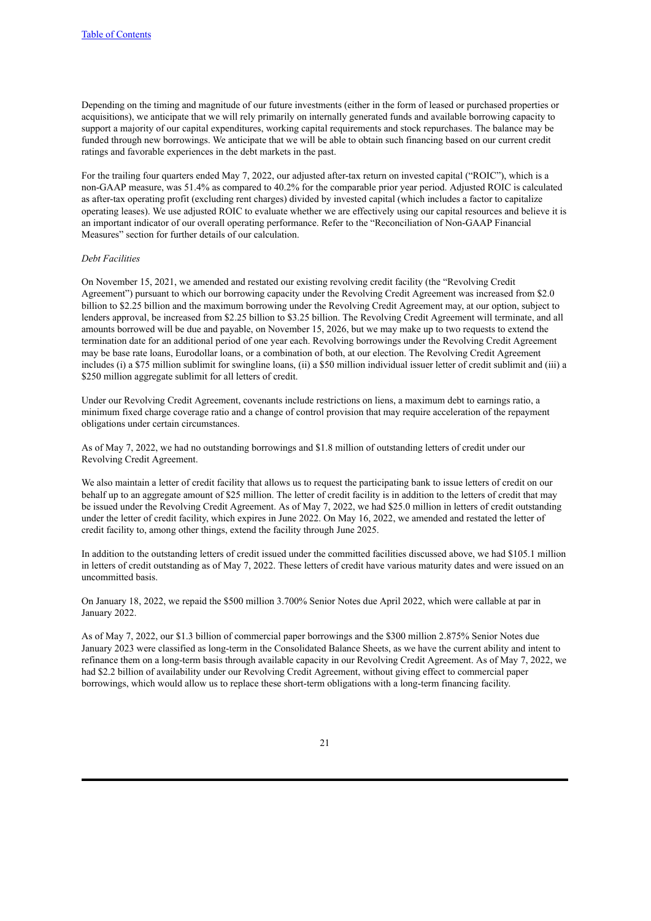[Table of Contents](#)

Depending on the timing and magnitude of our future investments (either in the form of leased or purchased properties or acquisitions), we anticipate that we will rely primarily on internally generated funds and available borrowing capacity to support a majority of our capital expenditures, working capital requirements and stock repurchases. The balance may be funded through new borrowings. We anticipate that we will be able to obtain such financing based on our current credit ratings and favorable experiences in the debt markets in the past.

For the trailing four quarters ended May 7, 2022, our adjusted after-tax return on invested capital ("ROIC"), which is a non-GAAP measure, was 51.4% as compared to 40.2% for the comparable prior year period. Adjusted ROIC is calculated as after-tax operating profit (excluding rent charges) divided by invested capital (which includes a factor to capitalize operating leases). We use adjusted ROIC to evaluate whether we are effectively using our capital resources and believe it is an important indicator of our overall operating performance. Refer to the "Reconciliation of Non-GAAP Financial Measures" section for further details of our calculation.

*Debt Facilities*

On November 15, 2021, we amended and restated our existing revolving credit facility (the "Revolving Credit Agreement") pursuant to which our borrowing capacity under the Revolving Credit Agreement was increased from $2.0 billion to $2.25 billion and the maximum borrowing under the Revolving Credit Agreement may, at our option, subject to lenders approval, be increased from $2.25 billion to $3.25 billion. The Revolving Credit Agreement will terminate, and all amounts borrowed will be due and payable, on November 15, 2026, but we may make up to two requests to extend the termination date for an additional period of one year each. Revolving borrowings under the Revolving Credit Agreement may be base rate loans, Eurodollar loans, or a combination of both, at our election. The Revolving Credit Agreement includes (i) a $75 million sublimit for swingline loans, (ii) a $50 million individual issuer letter of credit sublimit and (iii) a $250 million aggregate sublimit for all letters of credit.

Under our Revolving Credit Agreement, covenants include restrictions on liens, a maximum debt to earnings ratio, a minimum fixed charge coverage ratio and a change of control provision that may require acceleration of the repayment obligations under certain circumstances.

As of May 7, 2022, we had no outstanding borrowings and $1.8 million of outstanding letters of credit under our Revolving Credit Agreement.

We also maintain a letter of credit facility that allows us to request the participating bank to issue letters of credit on our behalf up to an aggregate amount of $25 million. The letter of credit facility is in addition to the letters of credit that may be issued under the Revolving Credit Agreement. As of May 7, 2022, we had $25.0 million in letters of credit outstanding under the letter of credit facility, which expires in June 2022. On May 16, 2022, we amended and restated the letter of credit facility to, among other things, extend the facility through June 2025.

In addition to the outstanding letters of credit issued under the committed facilities discussed above, we had $105.1 million in letters of credit outstanding as of May 7, 2022. These letters of credit have various maturity dates and were issued on an uncommitted basis.

On January 18, 2022, we repaid the $500 million 3.700% Senior Notes due April 2022, which were callable at par in January 2022.

As of May 7, 2022, our $1.3 billion of commercial paper borrowings and the $300 million 2.875% Senior Notes due January 2023 were classified as long-term in the Consolidated Balance Sheets, as we have the current ability and intent to refinance them on a long-term basis through available capacity in our Revolving Credit Agreement. As of May 7, 2022, we had $2.2 billion of availability under our Revolving Credit Agreement, without giving effect to commercial paper borrowings, which would allow us to replace these short-term obligations with a long-term financing facility.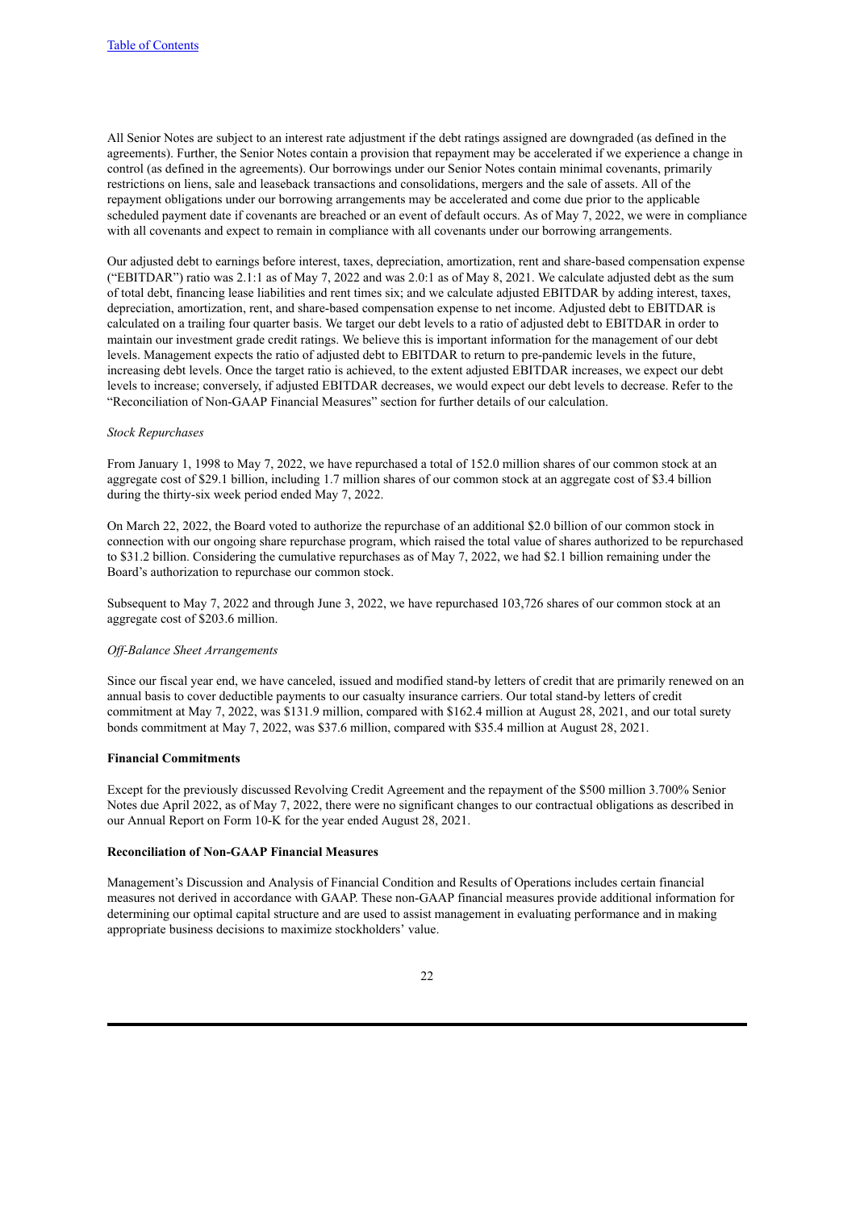All Senior Notes are subject to an interest rate adjustment if the debt ratings assigned are downgraded (as defined in the agreements). Further, the Senior Notes contain a provision that repayment may be accelerated if we experience a change in control (as defined in the agreements). Our borrowings under our Senior Notes contain minimal covenants, primarily restrictions on liens, sale and leaseback transactions and consolidations, mergers and the sale of assets. All of the repayment obligations under our borrowing arrangements may be accelerated and come due prior to the applicable scheduled payment date if covenants are breached or an event of default occurs. As of May 7, 2022, we were in compliance with all covenants and expect to remain in compliance with all covenants under our borrowing arrangements.

Our adjusted debt to earnings before interest, taxes, depreciation, amortization, rent and share-based compensation expense ("EBITDAR") ratio was 2.1:1 as of May 7, 2022 and was 2.0:1 as of May 8, 2021. We calculate adjusted debt as the sum of total debt, financing lease liabilities and rent times six; and we calculate adjusted EBITDAR by adding interest, taxes, depreciation, amortization, rent, and share-based compensation expense to net income. Adjusted debt to EBITDAR is calculated on a trailing four quarter basis. We target our debt levels to a ratio of adjusted debt to EBITDAR in order to maintain our investment grade credit ratings. We believe this is important information for the management of our debt levels. Management expects the ratio of adjusted debt to EBITDAR to return to pre-pandemic levels in the future, increasing debt levels. Once the target ratio is achieved, to the extent adjusted EBITDAR increases, we expect our debt levels to increase; conversely, if adjusted EBITDAR decreases, we would expect our debt levels to decrease. Refer to the "Reconciliation of Non-GAAP Financial Measures" section for further details of our calculation.

*Stock Repurchases*

From January 1, 1998 to May 7, 2022, we have repurchased a total of 152.0 million shares of our common stock at an aggregate cost of $29.1 billion, including 1.7 million shares of our common stock at an aggregate cost of $3.4 billion during the thirty-six week period ended May 7, 2022.

On March 22, 2022, the Board voted to authorize the repurchase of an additional $2.0 billion of our common stock in connection with our ongoing share repurchase program, which raised the total value of shares authorized to be repurchased to $31.2 billion. Considering the cumulative repurchases as of May 7, 2022, we had $2.1 billion remaining under the Board's authorization to repurchase our common stock.

Subsequent to May 7, 2022 and through June 3, 2022, we have repurchased 103,726 shares of our common stock at an aggregate cost of $203.6 million.

*Off-Balance Sheet Arrangements*

Since our fiscal year end, we have canceled, issued and modified stand-by letters of credit that are primarily renewed on an annual basis to cover deductible payments to our casualty insurance carriers. Our total stand-by letters of credit commitment at May 7, 2022, was $131.9 million, compared with $162.4 million at August 28, 2021, and our total surety bonds commitment at May 7, 2022, was $37.6 million, compared with $35.4 million at August 28, 2021.

**Financial Commitments**

Except for the previously discussed Revolving Credit Agreement and the repayment of the $500 million 3.700% Senior Notes due April 2022, as of May 7, 2022, there were no significant changes to our contractual obligations as described in our Annual Report on Form 10-K for the year ended August 28, 2021.

**Reconciliation of Non-GAAP Financial Measures**

Management's Discussion and Analysis of Financial Condition and Results of Operations includes certain financial measures not derived in accordance with GAAP. These non-GAAP financial measures provide additional information for determining our optimal capital structure and are used to assist management in evaluating performance and in making appropriate business decisions to maximize stockholders' value.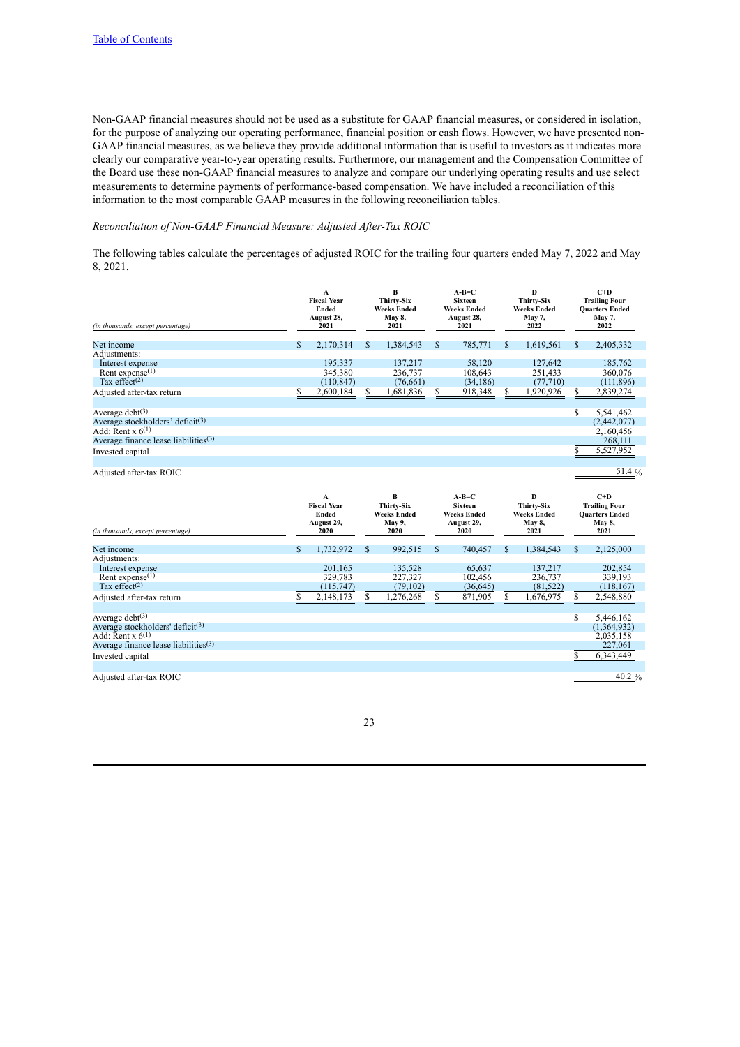[Table of Contents](#)

Non-GAAP financial measures should not be used as a substitute for GAAP financial measures, or considered in isolation, for the purpose of analyzing our operating performance, financial position or cash flows. However, we have presented non-GAAP financial measures, as we believe they provide additional information that is useful to investors as it indicates more clearly our comparative year-to-year operating results. Furthermore, our management and the Compensation Committee of the Board use these non-GAAP financial measures to analyze and compare our underlying operating results and use select measurements to determine payments of performance-based compensation. We have included a reconciliation of this information to the most comparable GAAP measures in the following reconciliation tables.

*Reconciliation of Non-GAAP Financial Measure: Adjusted After-Tax ROIC*

The following tables calculate the percentages of adjusted ROIC for the trailing four quarters ended May 7, 2022 and May 8, 2021.

| *(in thousands, except percentage)* | A<br>Fiscal Year Ended August 28, 2021 | B<br>Thirty-Six Weeks Ended May 8, 2021 | A-B=C<br>Sixteen Weeks Ended August 28, 2021 | D<br>Thirty-Six Weeks Ended May 7, 2022 | C+D<br>Trailing Four Quarters Ended May 7, 2022 |
|---|---|---|---|---|---|
| Net income | $ 2,170,314 | $ 1,384,543 | $ 785,771 | $ 1,619,561 | $ 2,405,332 |
| Adjustments: | | | | | |
| Interest expense | 195,337 | 137,217 | 58,120 | 127,642 | 185,762 |
| Rent expense[1] | 345,380 | 236,737 | 108,643 | 251,433 | 360,076 |
| Tax effect[2] | (110,847) | (76,661) | (34,186) | (77,710) | (111,896) |
| Adjusted after-tax return | $ 2,600,184 | $ 1,681,836 | $ 918,348 | $ 1,920,926 | $ 2,839,274 |
| | | | | | |
| Average debt[3] | | | | | $ 5,541,462 |
| Average stockholders' deficit[3] | | | | | (2,442,077) |
| Add: Rent x 6[1] | | | | | 2,160,456 |
| Average finance lease liabilities[3] | | | | | 268,111 |
| Invested capital | | | | | $ 5,527,952 |
| | | | | | |
| Adjusted after-tax ROIC | | | | | 51.4 % |

| *(in thousands, except percentage)* | A<br>Fiscal Year Ended August 29, 2020 | B<br>Thirty-Six Weeks Ended May 9, 2020 | A-B=C<br>Sixteen Weeks Ended August 29, 2020 | D<br>Thirty-Six Weeks Ended May 8, 2021 | C+D<br>Trailing Four Quarters Ended May 8, 2021 |
|---|---|---|---|---|---|
| Net income | $ 1,732,972 | $ 992,515 | $ 740,457 | $ 1,384,543 | $ 2,125,000 |
| Adjustments: | | | | | |
| Interest expense | 201,165 | 135,528 | 65,637 | 137,217 | 202,854 |
| Rent expense[1] | 329,783 | 227,327 | 102,456 | 236,737 | 339,193 |
| Tax effect[2] | (115,747) | (79,102) | (36,645) | (81,522) | (118,167) |
| Adjusted after-tax return | $ 2,148,173 | $ 1,276,268 | $ 871,905 | $ 1,676,975 | $ 2,548,880 |
| | | | | | |
| Average debt[3] | | | | | $ 5,446,162 |
| Average stockholders' deficit[3] | | | | | (1,364,932) |
| Add: Rent x 6[1] | | | | | 2,035,158 |
| Average finance lease liabilities[3] | | | | | 227,061 |
| Invested capital | | | | | $ 6,343,449 |
| | | | | | |
| Adjusted after-tax ROIC | | | | | 40.2 % |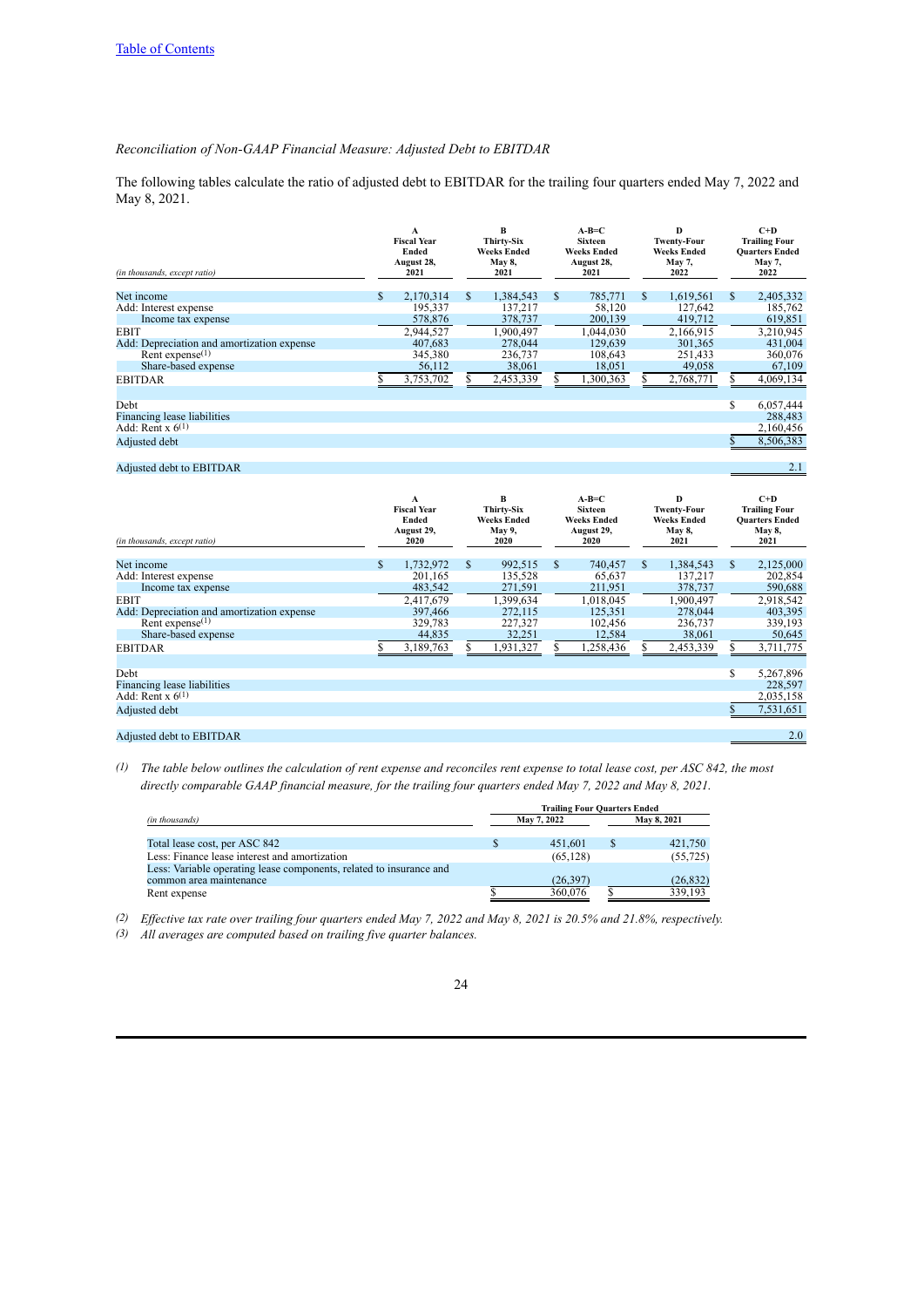Table of Contents

*Reconciliation of Non-GAAP Financial Measure: Adjusted Debt to EBITDAR*

The following tables calculate the ratio of adjusted debt to EBITDAR for the trailing four quarters ended May 7, 2022 and May 8, 2021.

| (in thousands, except ratio) | A<br>Fiscal Year Ended August 28, 2021 | B<br>Thirty-Six Weeks Ended May 8, 2021 | A-B=C<br>Sixteen Weeks Ended August 28, 2021 | D<br>Twenty-Four Weeks Ended May 7, 2022 | C+D<br>Trailing Four Quarters Ended May 7, 2022 |
|---|---|---|---|---|---|
| Net income | $ 2,170,314 | $ 1,384,543 | $ 785,771 | $ 1,619,561 | $ 2,405,332 |
| Add: Interest expense | 195,337 | 137,217 | 58,120 | 127,642 | 185,762 |
| Income tax expense | 578,876 | 378,737 | 200,139 | 419,712 | 619,851 |
| EBIT | 2,944,527 | 1,900,497 | 1,044,030 | 2,166,915 | 3,210,945 |
| Add: Depreciation and amortization expense | 407,683 | 278,044 | 129,639 | 301,365 | 431,004 |
| Rent expense(1) | 345,380 | 236,737 | 108,643 | 251,433 | 360,076 |
| Share-based expense | 56,112 | 38,061 | 18,051 | 49,058 | 67,109 |
| EBITDAR | $ 3,753,702 | $ 2,453,339 | $ 1,300,363 | $ 2,768,771 | $ 4,069,134 |
| | | | | | |
| Debt | | | | | $ 6,057,444 |
| Financing lease liabilities | | | | | 288,483 |
| Add: Rent x 6(1) | | | | | 2,160,456 |
| Adjusted debt | | | | | $ 8,506,383 |
| | | | | | |
| Adjusted debt to EBITDAR | | | | | 2.1 |

| (in thousands, except ratio) | A<br>Fiscal Year Ended August 29, 2020 | B<br>Thirty-Six Weeks Ended May 9, 2020 | A-B=C<br>Sixteen Weeks Ended August 29, 2020 | D<br>Twenty-Four Weeks Ended May 8, 2021 | C+D<br>Trailing Four Quarters Ended May 8, 2021 |
|---|---|---|---|---|---|
| Net income | $ 1,732,972 | $ 992,515 | $ 740,457 | $ 1,384,543 | $ 2,125,000 |
| Add: Interest expense | 201,165 | 135,528 | 65,637 | 137,217 | 202,854 |
| Income tax expense | 483,542 | 271,591 | 211,951 | 378,737 | 590,688 |
| EBIT | 2,417,679 | 1,399,634 | 1,018,045 | 1,900,497 | 2,918,542 |
| Add: Depreciation and amortization expense | 397,466 | 272,115 | 125,351 | 278,044 | 403,395 |
| Rent expense(1) | 329,783 | 227,327 | 102,456 | 236,737 | 339,193 |
| Share-based expense | 44,835 | 32,251 | 12,584 | 38,061 | 50,645 |
| EBITDAR | $ 3,189,763 | $ 1,931,327 | $ 1,258,436 | $ 2,453,339 | $ 3,711,775 |
| | | | | | |
| Debt | | | | | $ 5,267,896 |
| Financing lease liabilities | | | | | 228,597 |
| Add: Rent x 6(1) | | | | | 2,035,158 |
| Adjusted debt | | | | | $ 7,531,651 |
| | | | | | |
| Adjusted debt to EBITDAR | | | | | 2.0 |

(1) *The table below outlines the calculation of rent expense and reconciles rent expense to total lease cost, per ASC 842, the most directly comparable GAAP financial measure, for the trailing four quarters ended May 7, 2022 and May 8, 2021.*

| (in thousands) | Trailing Four Quarters Ended May 7, 2022 | Trailing Four Quarters Ended May 8, 2021 |
|---|---|---|
| Total lease cost, per ASC 842 | $ 451,601 | $ 421,750 |
| Less: Finance lease interest and amortization | (65,128) | (55,725) |
| Less: Variable operating lease components, related to insurance and common area maintenance | (26,397) | (26,832) |
| Rent expense | $ 360,076 | $ 339,193 |

(2) *Effective tax rate over trailing four quarters ended May 7, 2022 and May 8, 2021 is 20.5% and 21.8%, respectively.*

(3) *All averages are computed based on trailing five quarter balances.*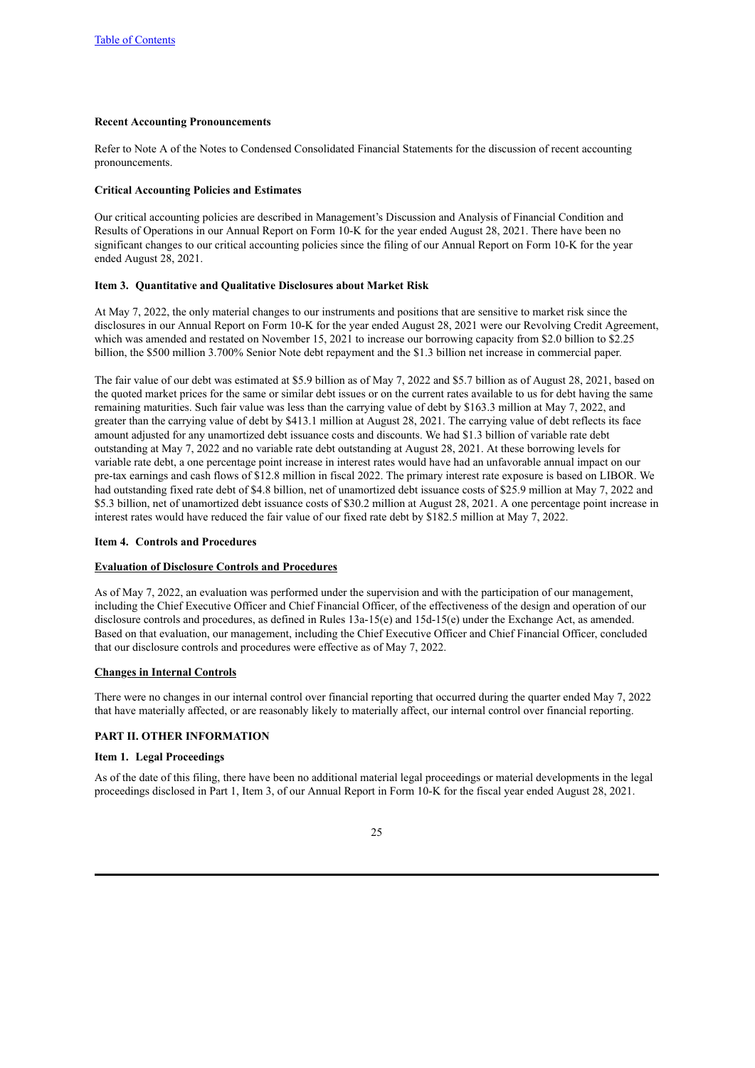**Recent Accounting Pronouncements**

Refer to Note A of the Notes to Condensed Consolidated Financial Statements for the discussion of recent accounting pronouncements.

**Critical Accounting Policies and Estimates**

Our critical accounting policies are described in Management's Discussion and Analysis of Financial Condition and Results of Operations in our Annual Report on Form 10-K for the year ended August 28, 2021. There have been no significant changes to our critical accounting policies since the filing of our Annual Report on Form 10-K for the year ended August 28, 2021.

**Item 3. Quantitative and Qualitative Disclosures about Market Risk**

At May 7, 2022, the only material changes to our instruments and positions that are sensitive to market risk since the disclosures in our Annual Report on Form 10-K for the year ended August 28, 2021 were our Revolving Credit Agreement, which was amended and restated on November 15, 2021 to increase our borrowing capacity from $2.0 billion to $2.25 billion, the $500 million 3.700% Senior Note debt repayment and the $1.3 billion net increase in commercial paper.

The fair value of our debt was estimated at $5.9 billion as of May 7, 2022 and $5.7 billion as of August 28, 2021, based on the quoted market prices for the same or similar debt issues or on the current rates available to us for debt having the same remaining maturities. Such fair value was less than the carrying value of debt by $163.3 million at May 7, 2022, and greater than the carrying value of debt by $413.1 million at August 28, 2021. The carrying value of debt reflects its face amount adjusted for any unamortized debt issuance costs and discounts. We had $1.3 billion of variable rate debt outstanding at May 7, 2022 and no variable rate debt outstanding at August 28, 2021. At these borrowing levels for variable rate debt, a one percentage point increase in interest rates would have had an unfavorable annual impact on our pre-tax earnings and cash flows of $12.8 million in fiscal 2022. The primary interest rate exposure is based on LIBOR. We had outstanding fixed rate debt of $4.8 billion, net of unamortized debt issuance costs of $25.9 million at May 7, 2022 and $5.3 billion, net of unamortized debt issuance costs of $30.2 million at August 28, 2021. A one percentage point increase in interest rates would have reduced the fair value of our fixed rate debt by $182.5 million at May 7, 2022.

**Item 4. Controls and Procedures**

**Evaluation of Disclosure Controls and Procedures**

As of May 7, 2022, an evaluation was performed under the supervision and with the participation of our management, including the Chief Executive Officer and Chief Financial Officer, of the effectiveness of the design and operation of our disclosure controls and procedures, as defined in Rules 13a-15(e) and 15d-15(e) under the Exchange Act, as amended. Based on that evaluation, our management, including the Chief Executive Officer and Chief Financial Officer, concluded that our disclosure controls and procedures were effective as of May 7, 2022.

**Changes in Internal Controls**

There were no changes in our internal control over financial reporting that occurred during the quarter ended May 7, 2022 that have materially affected, or are reasonably likely to materially affect, our internal control over financial reporting.

## PART II. OTHER INFORMATION

**Item 1. Legal Proceedings**

As of the date of this filing, there have been no additional material legal proceedings or material developments in the legal proceedings disclosed in Part 1, Item 3, of our Annual Report in Form 10-K for the fiscal year ended August 28, 2021.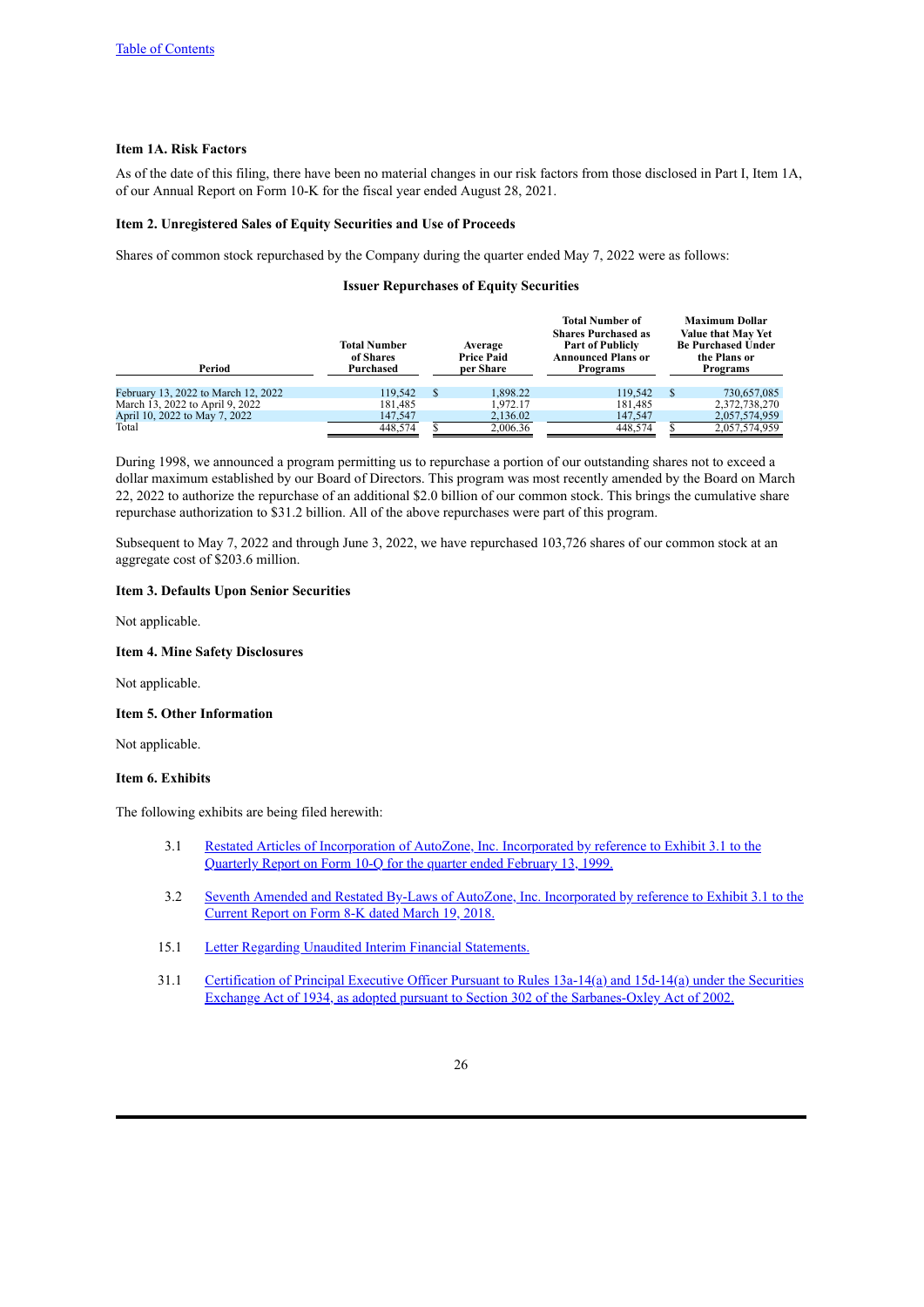**Item 1A. Risk Factors**

As of the date of this filing, there have been no material changes in our risk factors from those disclosed in Part I, Item 1A, of our Annual Report on Form 10-K for the fiscal year ended August 28, 2021.

**Item 2. Unregistered Sales of Equity Securities and Use of Proceeds**

Shares of common stock repurchased by the Company during the quarter ended May 7, 2022 were as follows:

**Issuer Repurchases of Equity Securities**

| Period | Total Number of Shares Purchased | Average Price Paid per Share | Total Number of Shares Purchased as Part of Publicly Announced Plans or Programs | Maximum Dollar Value that May Yet Be Purchased Under the Plans or Programs |
|---|---|---|---|---|
| February 13, 2022 to March 12, 2022 | 119,542 | $ 1,898.22 | 119,542 | $ 730,657,085 |
| March 13, 2022 to April 9, 2022 | 181,485 | 1,972.17 | 181,485 | 2,372,738,270 |
| April 10, 2022 to May 7, 2022 | 147,547 | 2,136.02 | 147,547 | 2,057,574,959 |
| Total | 448,574 | $ 2,006.36 | 448,574 | $ 2,057,574,959 |

During 1998, we announced a program permitting us to repurchase a portion of our outstanding shares not to exceed a dollar maximum established by our Board of Directors. This program was most recently amended by the Board on March 22, 2022 to authorize the repurchase of an additional $2.0 billion of our common stock. This brings the cumulative share repurchase authorization to $31.2 billion. All of the above repurchases were part of this program.

Subsequent to May 7, 2022 and through June 3, 2022, we have repurchased 103,726 shares of our common stock at an aggregate cost of $203.6 million.

**Item 3. Defaults Upon Senior Securities**

Not applicable.

**Item 4. Mine Safety Disclosures**

Not applicable.

**Item 5. Other Information**

Not applicable.

**Item 6. Exhibits**

The following exhibits are being filed herewith:

3.1 Restated Articles of Incorporation of AutoZone, Inc. Incorporated by reference to Exhibit 3.1 to the Quarterly Report on Form 10-Q for the quarter ended February 13, 1999.

3.2 Seventh Amended and Restated By-Laws of AutoZone, Inc. Incorporated by reference to Exhibit 3.1 to the Current Report on Form 8-K dated March 19, 2018.

15.1 Letter Regarding Unaudited Interim Financial Statements.

31.1 Certification of Principal Executive Officer Pursuant to Rules 13a-14(a) and 15d-14(a) under the Securities Exchange Act of 1934, as adopted pursuant to Section 302 of the Sarbanes-Oxley Act of 2002.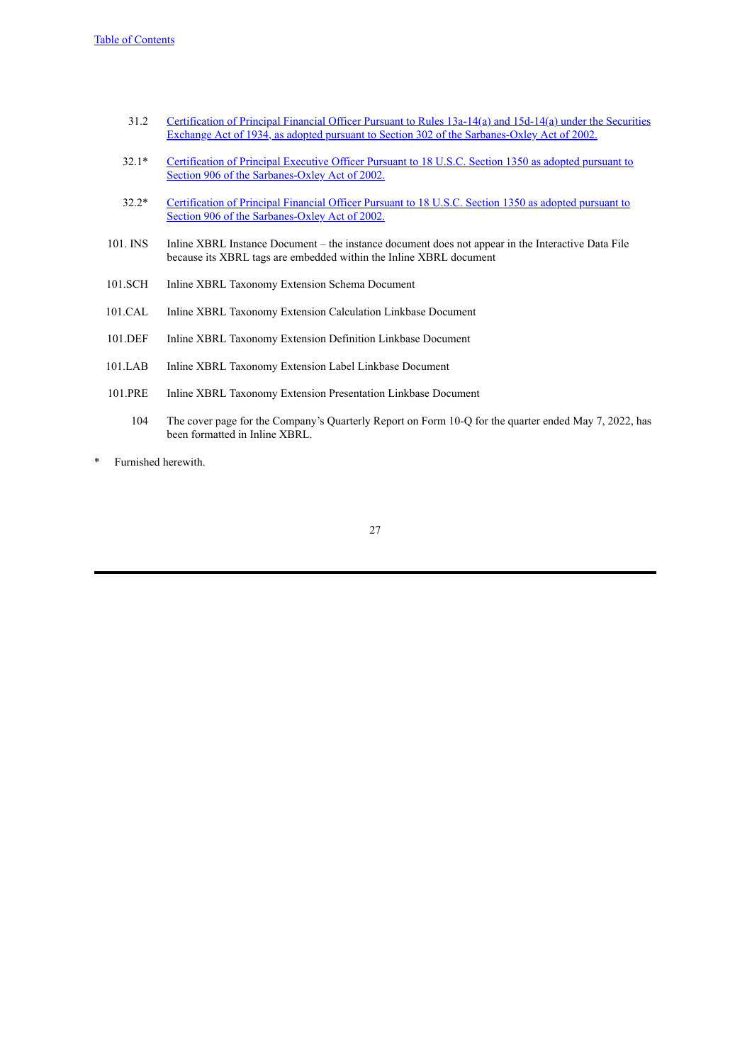| | |
|---|---|
| 31.2 | Certification of Principal Financial Officer Pursuant to Rules 13a-14(a) and 15d-14(a) under the Securities Exchange Act of 1934, as adopted pursuant to Section 302 of the Sarbanes-Oxley Act of 2002. |
| 32.1* | Certification of Principal Executive Officer Pursuant to 18 U.S.C. Section 1350 as adopted pursuant to Section 906 of the Sarbanes-Oxley Act of 2002. |
| 32.2* | Certification of Principal Financial Officer Pursuant to 18 U.S.C. Section 1350 as adopted pursuant to Section 906 of the Sarbanes-Oxley Act of 2002. |
| 101. INS | Inline XBRL Instance Document – the instance document does not appear in the Interactive Data File because its XBRL tags are embedded within the Inline XBRL document |
| 101.SCH | Inline XBRL Taxonomy Extension Schema Document |
| 101.CAL | Inline XBRL Taxonomy Extension Calculation Linkbase Document |
| 101.DEF | Inline XBRL Taxonomy Extension Definition Linkbase Document |
| 101.LAB | Inline XBRL Taxonomy Extension Label Linkbase Document |
| 101.PRE | Inline XBRL Taxonomy Extension Presentation Linkbase Document |
| 104 | The cover page for the Company's Quarterly Report on Form 10-Q for the quarter ended May 7, 2022, has been formatted in Inline XBRL. |

\* Furnished herewith.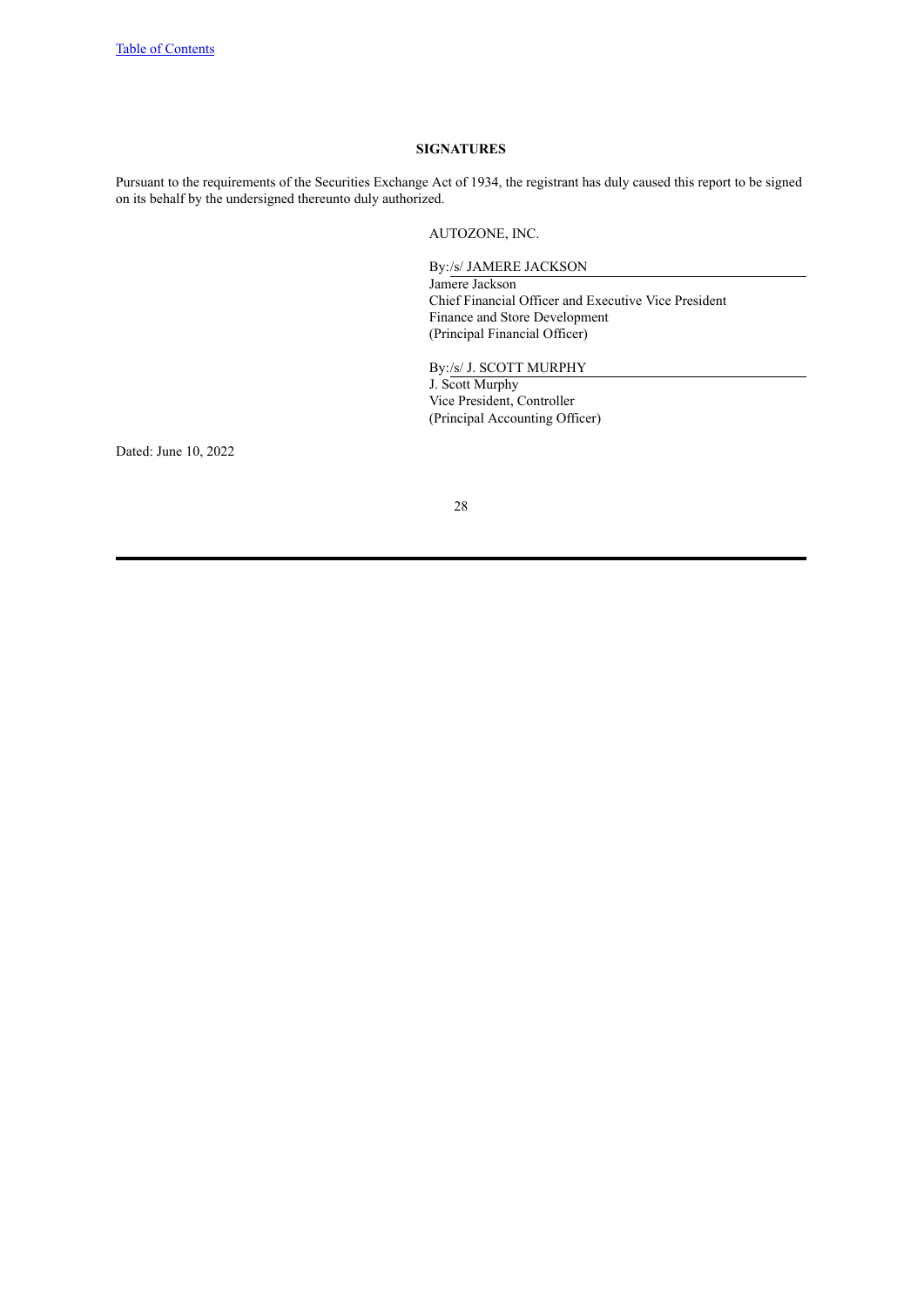## SIGNATURES

Pursuant to the requirements of the Securities Exchange Act of 1934, the registrant has duly caused this report to be signed on its behalf by the undersigned thereunto duly authorized.

AUTOZONE, INC.

By:/s/ JAMERE JACKSON

Jamere Jackson
Chief Financial Officer and Executive Vice President
Finance and Store Development
(Principal Financial Officer)

By:/s/ J. SCOTT MURPHY

J. Scott Murphy
Vice President, Controller
(Principal Accounting Officer)

Dated: June 10, 2022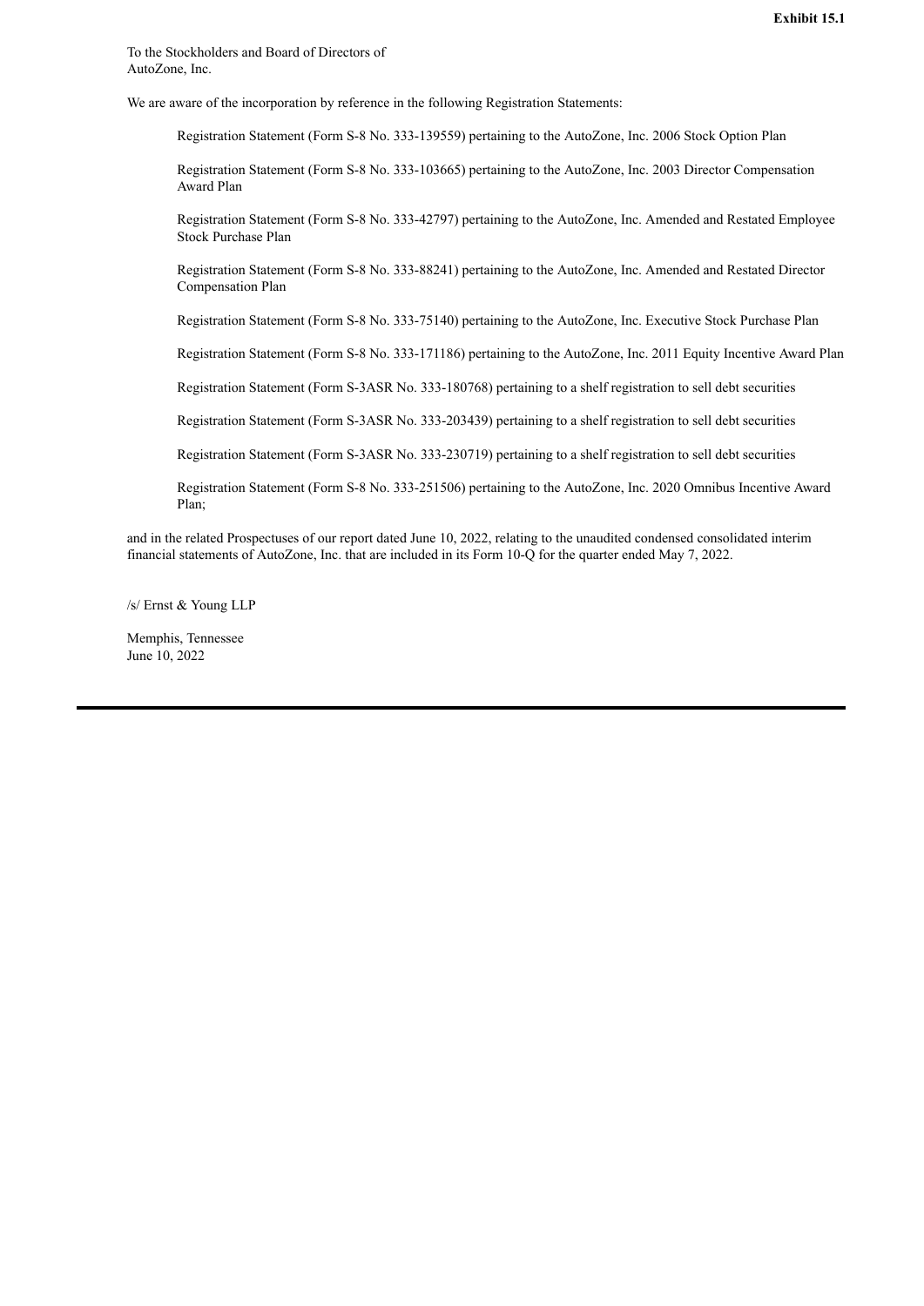**Exhibit 15.1**

To the Stockholders and Board of Directors of
AutoZone, Inc.

We are aware of the incorporation by reference in the following Registration Statements:

> Registration Statement (Form S-8 No. 333-139559) pertaining to the AutoZone, Inc. 2006 Stock Option Plan
>
> Registration Statement (Form S-8 No. 333-103665) pertaining to the AutoZone, Inc. 2003 Director Compensation Award Plan
>
> Registration Statement (Form S-8 No. 333-42797) pertaining to the AutoZone, Inc. Amended and Restated Employee Stock Purchase Plan
>
> Registration Statement (Form S-8 No. 333-88241) pertaining to the AutoZone, Inc. Amended and Restated Director Compensation Plan
>
> Registration Statement (Form S-8 No. 333-75140) pertaining to the AutoZone, Inc. Executive Stock Purchase Plan
>
> Registration Statement (Form S-8 No. 333-171186) pertaining to the AutoZone, Inc. 2011 Equity Incentive Award Plan
>
> Registration Statement (Form S-3ASR No. 333-180768) pertaining to a shelf registration to sell debt securities
>
> Registration Statement (Form S-3ASR No. 333-203439) pertaining to a shelf registration to sell debt securities
>
> Registration Statement (Form S-3ASR No. 333-230719) pertaining to a shelf registration to sell debt securities
>
> Registration Statement (Form S-8 No. 333-251506) pertaining to the AutoZone, Inc. 2020 Omnibus Incentive Award Plan;

and in the related Prospectuses of our report dated June 10, 2022, relating to the unaudited condensed consolidated interim financial statements of AutoZone, Inc. that are included in its Form 10-Q for the quarter ended May 7, 2022.

/s/ Ernst & Young LLP

Memphis, Tennessee
June 10, 2022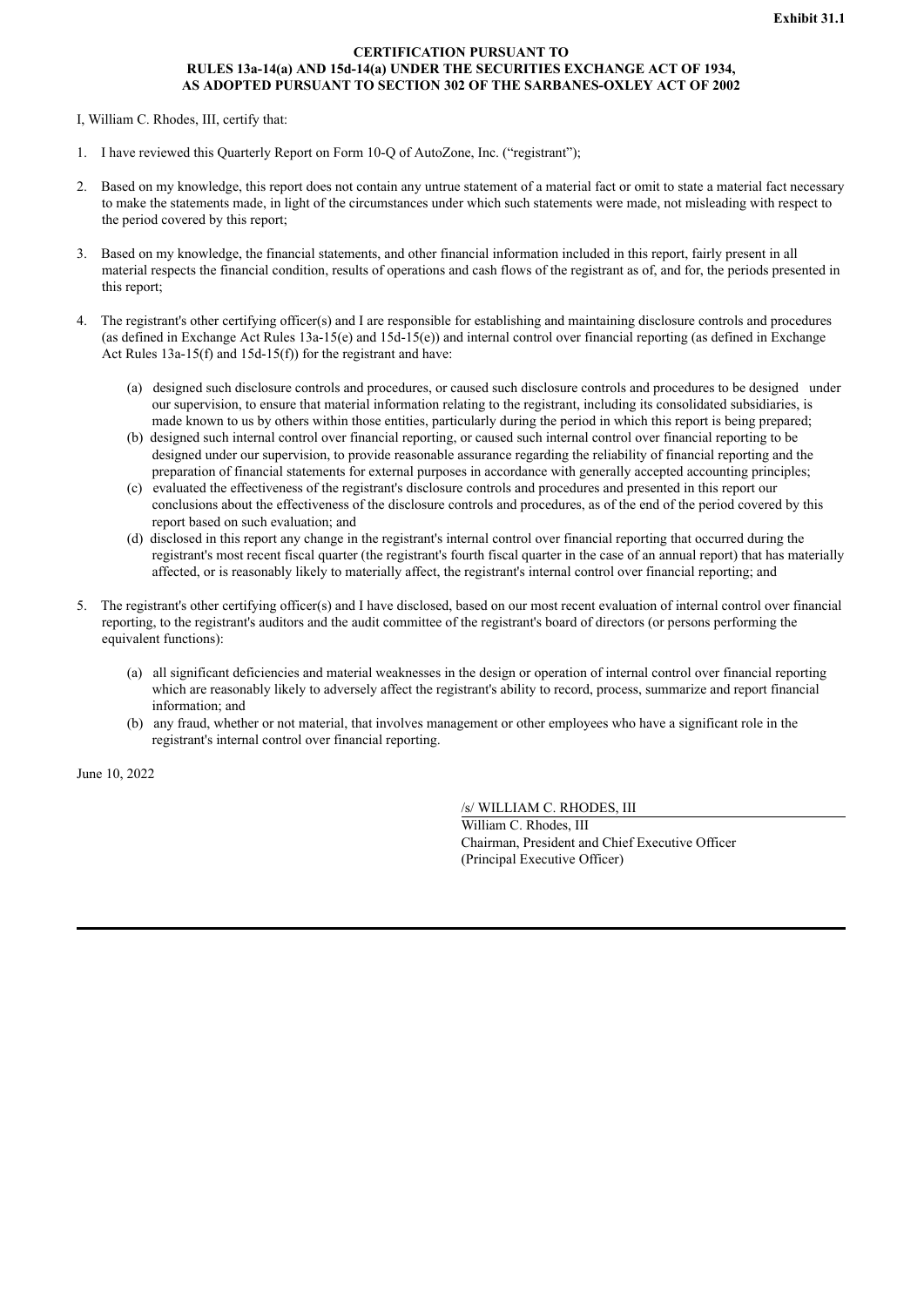**Exhibit 31.1**

**CERTIFICATION PURSUANT TO**
**RULES 13a-14(a) AND 15d-14(a) UNDER THE SECURITIES EXCHANGE ACT OF 1934,**
**AS ADOPTED PURSUANT TO SECTION 302 OF THE SARBANES-OXLEY ACT OF 2002**

I, William C. Rhodes, III, certify that:

1. I have reviewed this Quarterly Report on Form 10-Q of AutoZone, Inc. ("registrant");

2. Based on my knowledge, this report does not contain any untrue statement of a material fact or omit to state a material fact necessary to make the statements made, in light of the circumstances under which such statements were made, not misleading with respect to the period covered by this report;

3. Based on my knowledge, the financial statements, and other financial information included in this report, fairly present in all material respects the financial condition, results of operations and cash flows of the registrant as of, and for, the periods presented in this report;

4. The registrant's other certifying officer(s) and I are responsible for establishing and maintaining disclosure controls and procedures (as defined in Exchange Act Rules 13a-15(e) and 15d-15(e)) and internal control over financial reporting (as defined in Exchange Act Rules 13a-15(f) and 15d-15(f)) for the registrant and have:

   (a) designed such disclosure controls and procedures, or caused such disclosure controls and procedures to be designed under our supervision, to ensure that material information relating to the registrant, including its consolidated subsidiaries, is made known to us by others within those entities, particularly during the period in which this report is being prepared;
   (b) designed such internal control over financial reporting, or caused such internal control over financial reporting to be designed under our supervision, to provide reasonable assurance regarding the reliability of financial reporting and the preparation of financial statements for external purposes in accordance with generally accepted accounting principles;
   (c) evaluated the effectiveness of the registrant's disclosure controls and procedures and presented in this report our conclusions about the effectiveness of the disclosure controls and procedures, as of the end of the period covered by this report based on such evaluation; and
   (d) disclosed in this report any change in the registrant's internal control over financial reporting that occurred during the registrant's most recent fiscal quarter (the registrant's fourth fiscal quarter in the case of an annual report) that has materially affected, or is reasonably likely to materially affect, the registrant's internal control over financial reporting; and

5. The registrant's other certifying officer(s) and I have disclosed, based on our most recent evaluation of internal control over financial reporting, to the registrant's auditors and the audit committee of the registrant's board of directors (or persons performing the equivalent functions):

   (a) all significant deficiencies and material weaknesses in the design or operation of internal control over financial reporting which are reasonably likely to adversely affect the registrant's ability to record, process, summarize and report financial information; and
   (b) any fraud, whether or not material, that involves management or other employees who have a significant role in the registrant's internal control over financial reporting.

June 10, 2022

/s/ WILLIAM C. RHODES, III
William C. Rhodes, III
Chairman, President and Chief Executive Officer
(Principal Executive Officer)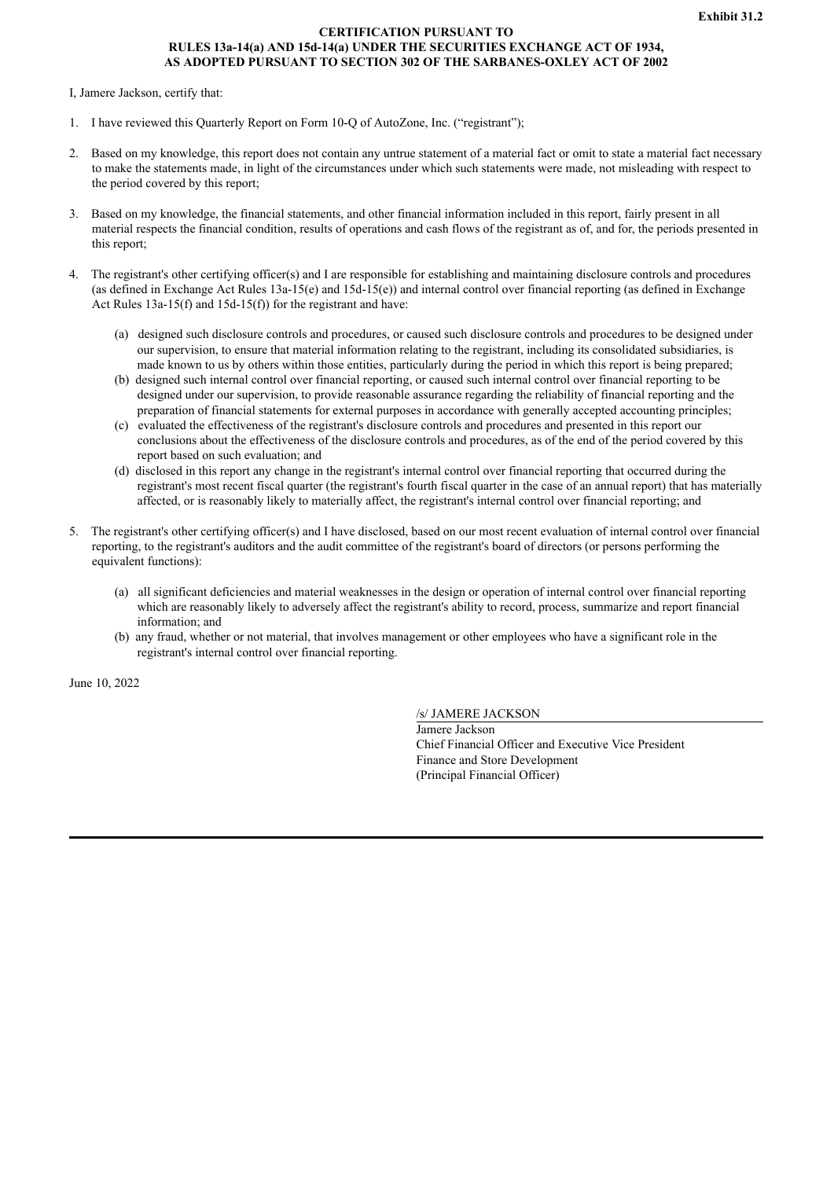**Exhibit 31.2**

**CERTIFICATION PURSUANT TO RULES 13a-14(a) AND 15d-14(a) UNDER THE SECURITIES EXCHANGE ACT OF 1934, AS ADOPTED PURSUANT TO SECTION 302 OF THE SARBANES-OXLEY ACT OF 2002**

I, Jamere Jackson, certify that:

1. I have reviewed this Quarterly Report on Form 10-Q of AutoZone, Inc. ("registrant");

2. Based on my knowledge, this report does not contain any untrue statement of a material fact or omit to state a material fact necessary to make the statements made, in light of the circumstances under which such statements were made, not misleading with respect to the period covered by this report;

3. Based on my knowledge, the financial statements, and other financial information included in this report, fairly present in all material respects the financial condition, results of operations and cash flows of the registrant as of, and for, the periods presented in this report;

4. The registrant's other certifying officer(s) and I are responsible for establishing and maintaining disclosure controls and procedures (as defined in Exchange Act Rules 13a-15(e) and 15d-15(e)) and internal control over financial reporting (as defined in Exchange Act Rules 13a-15(f) and 15d-15(f)) for the registrant and have:

   (a) designed such disclosure controls and procedures, or caused such disclosure controls and procedures to be designed under our supervision, to ensure that material information relating to the registrant, including its consolidated subsidiaries, is made known to us by others within those entities, particularly during the period in which this report is being prepared;

   (b) designed such internal control over financial reporting, or caused such internal control over financial reporting to be designed under our supervision, to provide reasonable assurance regarding the reliability of financial reporting and the preparation of financial statements for external purposes in accordance with generally accepted accounting principles;

   (c) evaluated the effectiveness of the registrant's disclosure controls and procedures and presented in this report our conclusions about the effectiveness of the disclosure controls and procedures, as of the end of the period covered by this report based on such evaluation; and

   (d) disclosed in this report any change in the registrant's internal control over financial reporting that occurred during the registrant's most recent fiscal quarter (the registrant's fourth fiscal quarter in the case of an annual report) that has materially affected, or is reasonably likely to materially affect, the registrant's internal control over financial reporting; and

5. The registrant's other certifying officer(s) and I have disclosed, based on our most recent evaluation of internal control over financial reporting, to the registrant's auditors and the audit committee of the registrant's board of directors (or persons performing the equivalent functions):

   (a) all significant deficiencies and material weaknesses in the design or operation of internal control over financial reporting which are reasonably likely to adversely affect the registrant's ability to record, process, summarize and report financial information; and

   (b) any fraud, whether or not material, that involves management or other employees who have a significant role in the registrant's internal control over financial reporting.

June 10, 2022

/s/ JAMERE JACKSON

Jamere Jackson
Chief Financial Officer and Executive Vice President
Finance and Store Development
(Principal Financial Officer)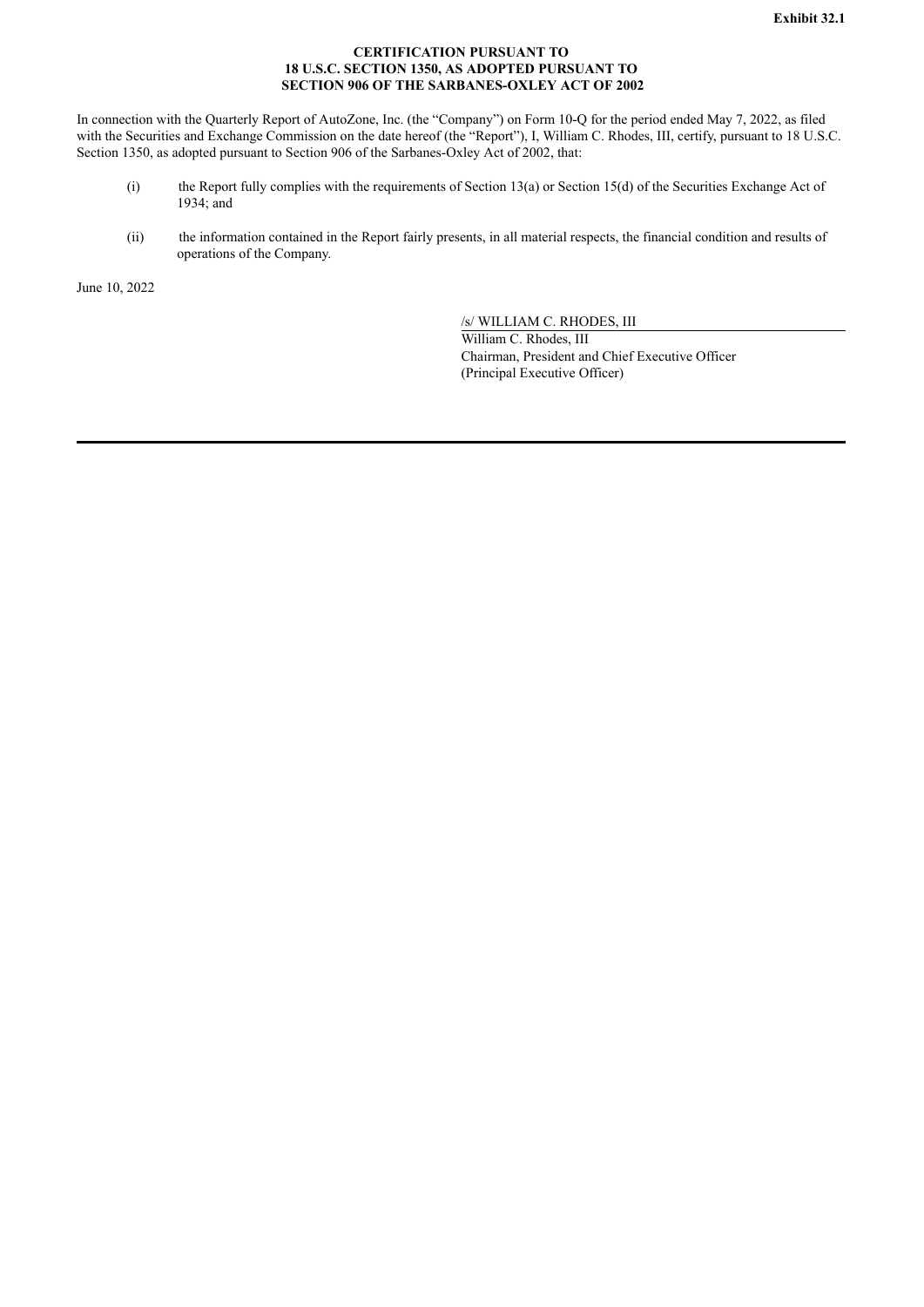**Exhibit 32.1**

**CERTIFICATION PURSUANT TO**
**18 U.S.C. SECTION 1350, AS ADOPTED PURSUANT TO**
**SECTION 906 OF THE SARBANES-OXLEY ACT OF 2002**

In connection with the Quarterly Report of AutoZone, Inc. (the "Company") on Form 10-Q for the period ended May 7, 2022, as filed with the Securities and Exchange Commission on the date hereof (the "Report"), I, William C. Rhodes, III, certify, pursuant to 18 U.S.C. Section 1350, as adopted pursuant to Section 906 of the Sarbanes-Oxley Act of 2002, that:

(i) the Report fully complies with the requirements of Section 13(a) or Section 15(d) of the Securities Exchange Act of 1934; and

(ii) the information contained in the Report fairly presents, in all material respects, the financial condition and results of operations of the Company.

June 10, 2022

/s/ WILLIAM C. RHODES, III
William C. Rhodes, III
Chairman, President and Chief Executive Officer
(Principal Executive Officer)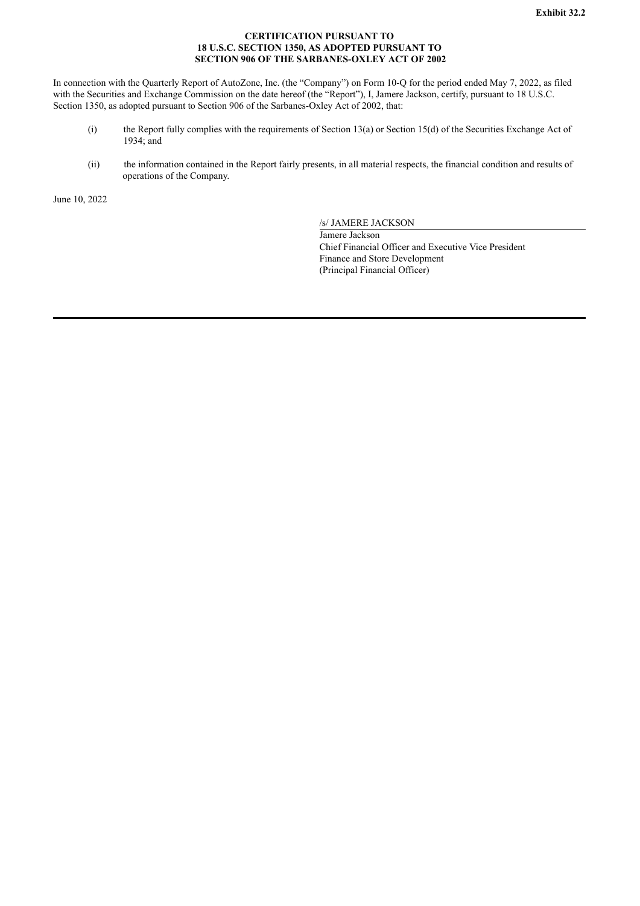**Exhibit 32.2**

**CERTIFICATION PURSUANT TO**
**18 U.S.C. SECTION 1350, AS ADOPTED PURSUANT TO**
**SECTION 906 OF THE SARBANES-OXLEY ACT OF 2002**

In connection with the Quarterly Report of AutoZone, Inc. (the "Company") on Form 10-Q for the period ended May 7, 2022, as filed with the Securities and Exchange Commission on the date hereof (the "Report"), I, Jamere Jackson, certify, pursuant to 18 U.S.C. Section 1350, as adopted pursuant to Section 906 of the Sarbanes-Oxley Act of 2002, that:

(i) the Report fully complies with the requirements of Section 13(a) or Section 15(d) of the Securities Exchange Act of 1934; and

(ii) the information contained in the Report fairly presents, in all material respects, the financial condition and results of operations of the Company.

June 10, 2022

/s/ JAMERE JACKSON
Jamere Jackson
Chief Financial Officer and Executive Vice President
Finance and Store Development
(Principal Financial Officer)